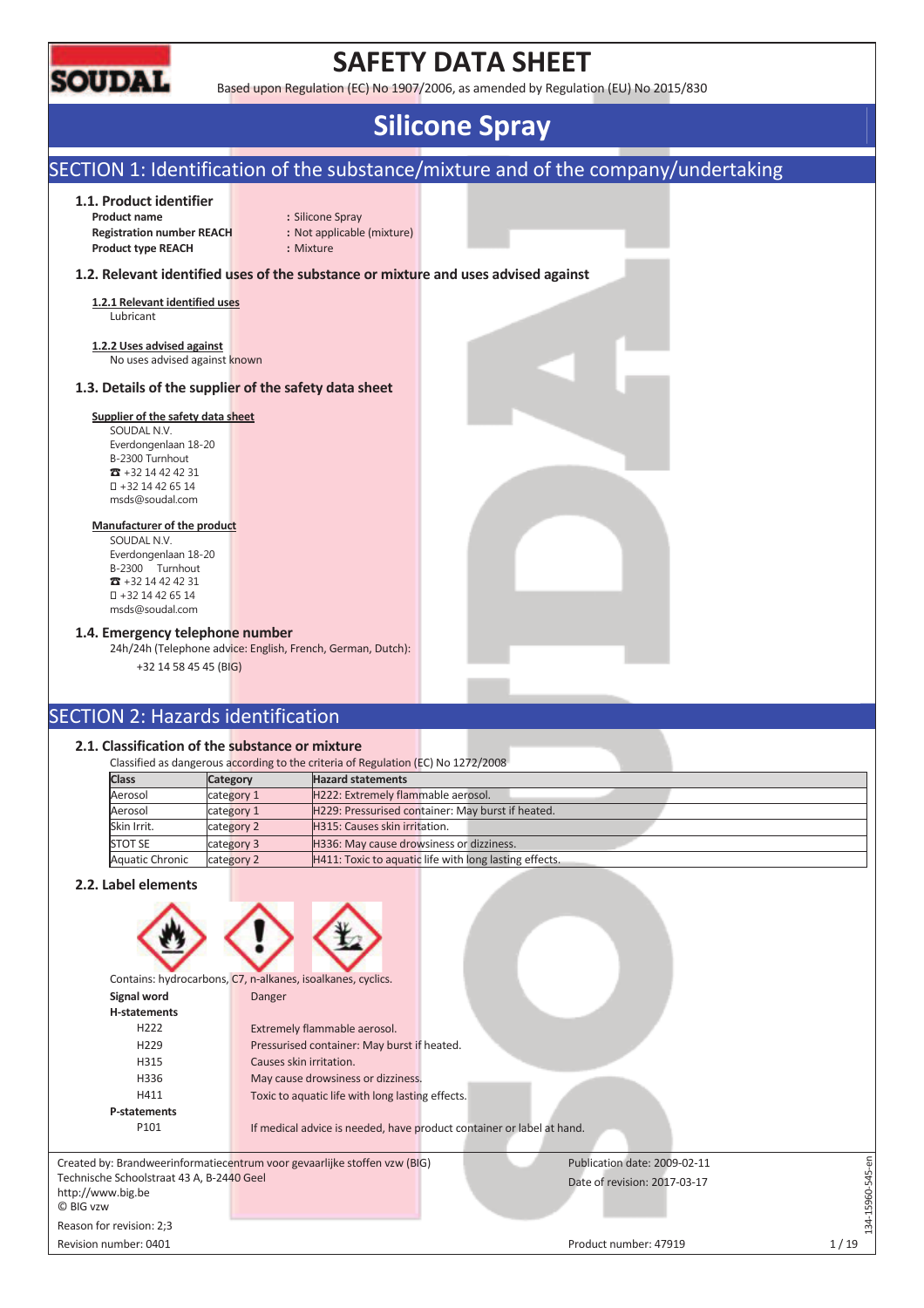# SAFETY DATA SHEET

Based upon Regulation (EC) No 1907/2006, as amended by Regulation (EU) No 2015/830

# Silicone Spray

## SECTION 1: Identification of the substance/mixture and of the company/undertaking

### 1.1. Product identifier

**Product name** : Silicone Spray
**Registration number REACH** : Not applicable (mixture)
**Product type REACH** : Mixture

### 1.2. Relevant identified uses of the substance or mixture and uses advised against

**1.2.1 Relevant identified uses**
Lubricant

**1.2.2 Uses advised against**
No uses advised against known

### 1.3. Details of the supplier of the safety data sheet

**Supplier of the safety data sheet**
SOUDAL N.V.
Everdongenlaan 18-20
B-2300 Turnhout
☎ +32 14 42 42 31
+32 14 42 65 14
msds@soudal.com

**Manufacturer of the product**
SOUDAL N.V.
Everdongenlaan 18-20
B-2300 Turnhout
☎ +32 14 42 42 31
+32 14 42 65 14
msds@soudal.com

### 1.4. Emergency telephone number

24h/24h (Telephone advice: English, French, German, Dutch):
+32 14 58 45 45 (BIG)

## SECTION 2: Hazards identification

### 2.1. Classification of the substance or mixture

Classified as dangerous according to the criteria of Regulation (EC) No 1272/2008

| Class | Category | Hazard statements |
|---|---|---|
| Aerosol | category 1 | H222: Extremely flammable aerosol. |
| Aerosol | category 1 | H229: Pressurised container: May burst if heated. |
| Skin Irrit. | category 2 | H315: Causes skin irritation. |
| STOT SE | category 3 | H336: May cause drowsiness or dizziness. |
| Aquatic Chronic | category 2 | H411: Toxic to aquatic life with long lasting effects. |

### 2.2. Label elements

Contains: hydrocarbons, C7, n-alkanes, isoalkanes, cyclics.

**Signal word** Danger

**H-statements**

| | |
|---|---|
| H222 | Extremely flammable aerosol. |
| H229 | Pressurised container: May burst if heated. |
| H315 | Causes skin irritation. |
| H336 | May cause drowsiness or dizziness. |
| H411 | Toxic to aquatic life with long lasting effects. |

**P-statements**

| | |
|---|---|
| P101 | If medical advice is needed, have product container or label at hand. |

Created by: Brandweerinformatiecentrum voor gevaarlijke stoffen vzw (BIG)
Technische Schoolstraat 43 A, B-2440 Geel
http://www.big.be
© BIG vzw

Publication date: 2009-02-11
Date of revision: 2017-03-17

Reason for revision: 2;3
Revision number: 0401
Product number: 47919

134-15960-545-en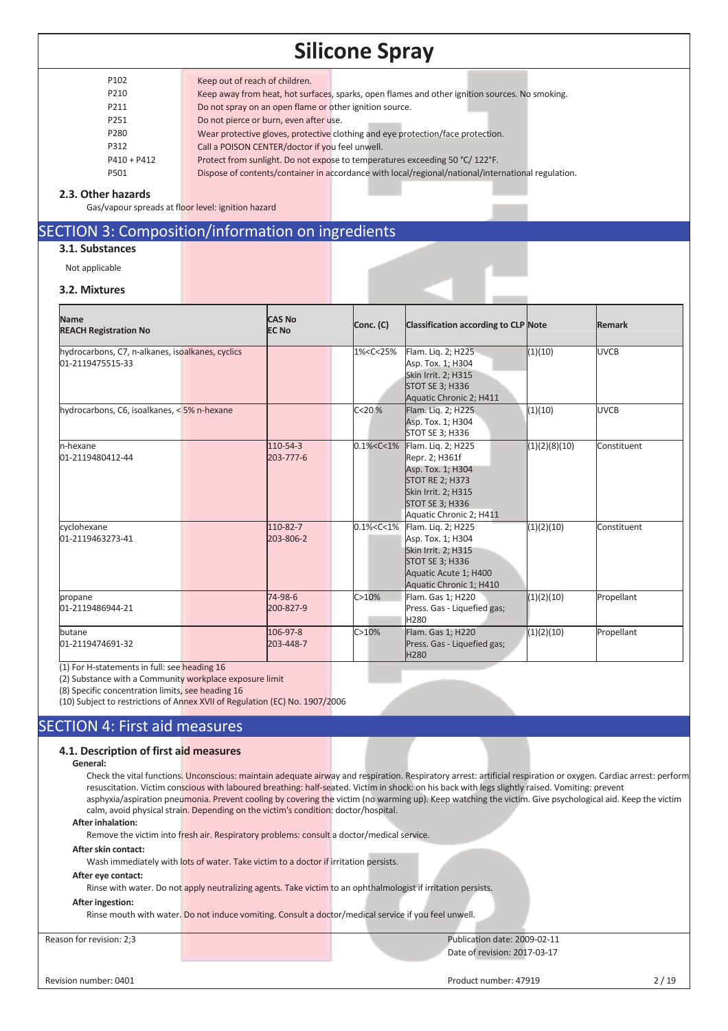| | |
|---|---|
| P102 | Keep out of reach of children. |
| P210 | Keep away from heat, hot surfaces, sparks, open flames and other ignition sources. No smoking. |
| P211 | Do not spray on an open flame or other ignition source. |
| P251 | Do not pierce or burn, even after use. |
| P280 | Wear protective gloves, protective clothing and eye protection/face protection. |
| P312 | Call a POISON CENTER/doctor if you feel unwell. |
| P410 + P412 | Protect from sunlight. Do not expose to temperatures exceeding 50 °C/ 122°F. |
| P501 | Dispose of contents/container in accordance with local/regional/national/international regulation. |

### 2.3. Other hazards

Gas/vapour spreads at floor level: ignition hazard

## SECTION 3: Composition/information on ingredients

### 3.1. Substances

Not applicable

### 3.2. Mixtures

| Name<br>REACH Registration No | CAS No<br>EC No | Conc. (C) | Classification according to CLP | Note | Remark |
|---|---|---|---|---|---|
| hydrocarbons, C7, n-alkanes, isoalkanes, cyclics<br>01-2119475515-33 | | 1%<C<25% | Flam. Liq. 2; H225<br>Asp. Tox. 1; H304<br>Skin Irrit. 2; H315<br>STOT SE 3; H336<br>Aquatic Chronic 2; H411 | (1)(10) | UVCB |
| hydrocarbons, C6, isoalkanes, < 5% n-hexane | | C<20 % | Flam. Liq. 2; H225<br>Asp. Tox. 1; H304<br>STOT SE 3; H336 | (1)(10) | UVCB |
| n-hexane<br>01-2119480412-44 | 110-54-3<br>203-777-6 | 0.1%<C<1% | Flam. Liq. 2; H225<br>Repr. 2; H361f<br>Asp. Tox. 1; H304<br>STOT RE 2; H373<br>Skin Irrit. 2; H315<br>STOT SE 3; H336<br>Aquatic Chronic 2; H411 | (1)(2)(8)(10) | Constituent |
| cyclohexane<br>01-2119463273-41 | 110-82-7<br>203-806-2 | 0.1%<C<1% | Flam. Liq. 2; H225<br>Asp. Tox. 1; H304<br>Skin Irrit. 2; H315<br>STOT SE 3; H336<br>Aquatic Acute 1; H400<br>Aquatic Chronic 1; H410 | (1)(2)(10) | Constituent |
| propane<br>01-2119486944-21 | 74-98-6<br>200-827-9 | C>10% | Flam. Gas 1; H220<br>Press. Gas - Liquefied gas; H280 | (1)(2)(10) | Propellant |
| butane<br>01-2119474691-32 | 106-97-8<br>203-448-7 | C>10% | Flam. Gas 1; H220<br>Press. Gas - Liquefied gas; H280 | (1)(2)(10) | Propellant |

(1) For H-statements in full: see heading 16
(2) Substance with a Community workplace exposure limit
(8) Specific concentration limits, see heading 16
(10) Subject to restrictions of Annex XVII of Regulation (EC) No. 1907/2006

## SECTION 4: First aid measures

### 4.1. Description of first aid measures

**General:**

Check the vital functions. Unconscious: maintain adequate airway and respiration. Respiratory arrest: artificial respiration or oxygen. Cardiac arrest: perform resuscitation. Victim conscious with laboured breathing: half-seated. Victim in shock: on his back with legs slightly raised. Vomiting: prevent asphyxia/aspiration pneumonia. Prevent cooling by covering the victim (no warming up). Keep watching the victim. Give psychological aid. Keep the victim calm, avoid physical strain. Depending on the victim's condition: doctor/hospital.

**After inhalation:**

Remove the victim into fresh air. Respiratory problems: consult a doctor/medical service.

**After skin contact:**

Wash immediately with lots of water. Take victim to a doctor if irritation persists.

**After eye contact:**

Rinse with water. Do not apply neutralizing agents. Take victim to an ophthalmologist if irritation persists.

**After ingestion:**

Rinse mouth with water. Do not induce vomiting. Consult a doctor/medical service if you feel unwell.

Reason for revision: 2;3 | Publication date: 2009-02-11 | Date of revision: 2017-03-17

Revision number: 0401 | Product number: 47919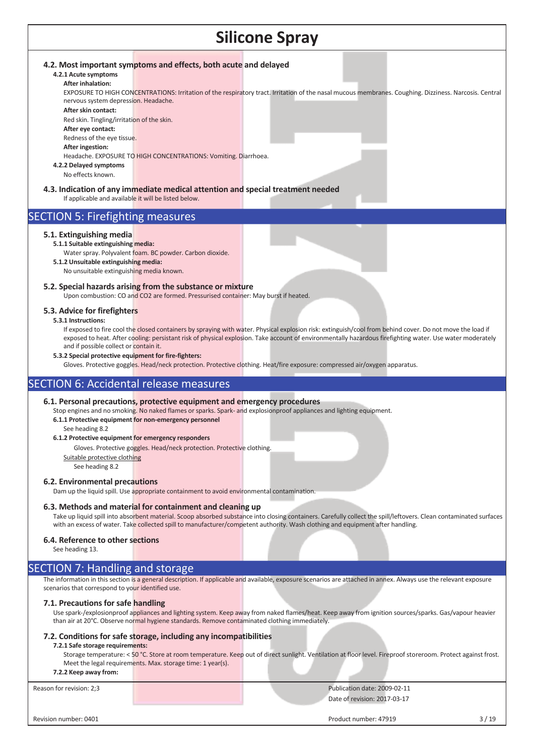### 4.2. Most important symptoms and effects, both acute and delayed

**4.2.1 Acute symptoms**

**After inhalation:**

EXPOSURE TO HIGH CONCENTRATIONS: Irritation of the respiratory tract. Irritation of the nasal mucous membranes. Coughing. Dizziness. Narcosis. Central nervous system depression. Headache.

**After skin contact:**

Red skin. Tingling/irritation of the skin.

**After eye contact:**

Redness of the eye tissue.

**After ingestion:**

Headache. EXPOSURE TO HIGH CONCENTRATIONS: Vomiting. Diarrhoea.

**4.2.2 Delayed symptoms**

No effects known.

### 4.3. Indication of any immediate medical attention and special treatment needed

If applicable and available it will be listed below.

## SECTION 5: Firefighting measures

### 5.1. Extinguishing media

**5.1.1 Suitable extinguishing media:**

Water spray. Polyvalent foam. BC powder. Carbon dioxide.

**5.1.2 Unsuitable extinguishing media:**

No unsuitable extinguishing media known.

### 5.2. Special hazards arising from the substance or mixture

Upon combustion: CO and CO2 are formed. Pressurised container: May burst if heated.

### 5.3. Advice for firefighters

**5.3.1 Instructions:**

If exposed to fire cool the closed containers by spraying with water. Physical explosion risk: extinguish/cool from behind cover. Do not move the load if exposed to heat. After cooling: persistant risk of physical explosion. Take account of environmentally hazardous firefighting water. Use water moderately and if possible collect or contain it.

**5.3.2 Special protective equipment for fire-fighters:**

Gloves. Protective goggles. Head/neck protection. Protective clothing. Heat/fire exposure: compressed air/oxygen apparatus.

## SECTION 6: Accidental release measures

### 6.1. Personal precautions, protective equipment and emergency procedures

Stop engines and no smoking. No naked flames or sparks. Spark- and explosionproof appliances and lighting equipment.

**6.1.1 Protective equipment for non-emergency personnel**

See heading 8.2

**6.1.2 Protective equipment for emergency responders**

Gloves. Protective goggles. Head/neck protection. Protective clothing.

<u>Suitable protective clothing</u>

See heading 8.2

### 6.2. Environmental precautions

Dam up the liquid spill. Use appropriate containment to avoid environmental contamination.

### 6.3. Methods and material for containment and cleaning up

Take up liquid spill into absorbent material. Scoop absorbed substance into closing containers. Carefully collect the spill/leftovers. Clean contaminated surfaces with an excess of water. Take collected spill to manufacturer/competent authority. Wash clothing and equipment after handling.

### 6.4. Reference to other sections

See heading 13.

## SECTION 7: Handling and storage

The information in this section is a general description. If applicable and available, exposure scenarios are attached in annex. Always use the relevant exposure scenarios that correspond to your identified use.

### 7.1. Precautions for safe handling

Use spark-/explosionproof appliances and lighting system. Keep away from naked flames/heat. Keep away from ignition sources/sparks. Gas/vapour heavier than air at 20°C. Observe normal hygiene standards. Remove contaminated clothing immediately.

### 7.2. Conditions for safe storage, including any incompatibilities

**7.2.1 Safe storage requirements:**

Storage temperature: < 50 °C. Store at room temperature. Keep out of direct sunlight. Ventilation at floor level. Fireproof storeroom. Protect against frost. Meet the legal requirements. Max. storage time: 1 year(s).

**7.2.2 Keep away from:**

Reason for revision: 2;3

Publication date: 2009-02-11

Date of revision: 2017-03-17

Revision number: 0401

Product number: 47919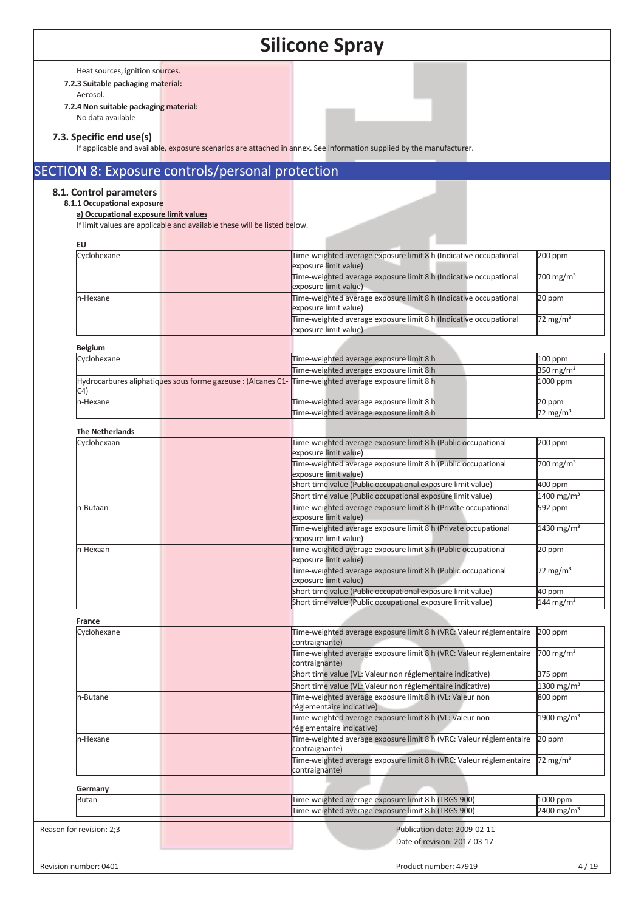Heat sources, ignition sources.

**7.2.3 Suitable packaging material:**

Aerosol.

**7.2.4 Non suitable packaging material:**

No data available

### 7.3. Specific end use(s)

If applicable and available, exposure scenarios are attached in annex. See information supplied by the manufacturer.

## SECTION 8: Exposure controls/personal protection

### 8.1. Control parameters

**8.1.1 Occupational exposure**

**a) Occupational exposure limit values**

If limit values are applicable and available these will be listed below.

**EU**

| | | |
|---|---|---|
| Cyclohexane | Time-weighted average exposure limit 8 h (Indicative occupational exposure limit value) | 200 ppm |
| | Time-weighted average exposure limit 8 h (Indicative occupational exposure limit value) | 700 mg/m³ |
| n-Hexane | Time-weighted average exposure limit 8 h (Indicative occupational exposure limit value) | 20 ppm |
| | Time-weighted average exposure limit 8 h (Indicative occupational exposure limit value) | 72 mg/m³ |

**Belgium**

| | | |
|---|---|---|
| Cyclohexane | Time-weighted average exposure limit 8 h | 100 ppm |
| | Time-weighted average exposure limit 8 h | 350 mg/m³ |
| Hydrocarbures aliphatiques sous forme gazeuse : (Alcanes C1-C4) | Time-weighted average exposure limit 8 h | 1000 ppm |
| n-Hexane | Time-weighted average exposure limit 8 h | 20 ppm |
| | Time-weighted average exposure limit 8 h | 72 mg/m³ |

**The Netherlands**

| | | |
|---|---|---|
| Cyclohexaan | Time-weighted average exposure limit 8 h (Public occupational exposure limit value) | 200 ppm |
| | Time-weighted average exposure limit 8 h (Public occupational exposure limit value) | 700 mg/m³ |
| | Short time value (Public occupational exposure limit value) | 400 ppm |
| | Short time value (Public occupational exposure limit value) | 1400 mg/m³ |
| n-Butaan | Time-weighted average exposure limit 8 h (Private occupational exposure limit value) | 592 ppm |
| | Time-weighted average exposure limit 8 h (Private occupational exposure limit value) | 1430 mg/m³ |
| n-Hexaan | Time-weighted average exposure limit 8 h (Public occupational exposure limit value) | 20 ppm |
| | Time-weighted average exposure limit 8 h (Public occupational exposure limit value) | 72 mg/m³ |
| | Short time value (Public occupational exposure limit value) | 40 ppm |
| | Short time value (Public occupational exposure limit value) | 144 mg/m³ |

**France**

| | | |
|---|---|---|
| Cyclohexane | Time-weighted average exposure limit 8 h (VRC: Valeur réglementaire contraignante) | 200 ppm |
| | Time-weighted average exposure limit 8 h (VRC: Valeur réglementaire contraignante) | 700 mg/m³ |
| | Short time value (VL: Valeur non réglementaire indicative) | 375 ppm |
| | Short time value (VL: Valeur non réglementaire indicative) | 1300 mg/m³ |
| n-Butane | Time-weighted average exposure limit 8 h (VL: Valeur non réglementaire indicative) | 800 ppm |
| | Time-weighted average exposure limit 8 h (VL: Valeur non réglementaire indicative) | 1900 mg/m³ |
| n-Hexane | Time-weighted average exposure limit 8 h (VRC: Valeur réglementaire contraignante) | 20 ppm |
| | Time-weighted average exposure limit 8 h (VRC: Valeur réglementaire contraignante) | 72 mg/m³ |

**Germany**

| | | |
|---|---|---|
| Butan | Time-weighted average exposure limit 8 h (TRGS 900) | 1000 ppm |
| | Time-weighted average exposure limit 8 h (TRGS 900) | 2400 mg/m³ |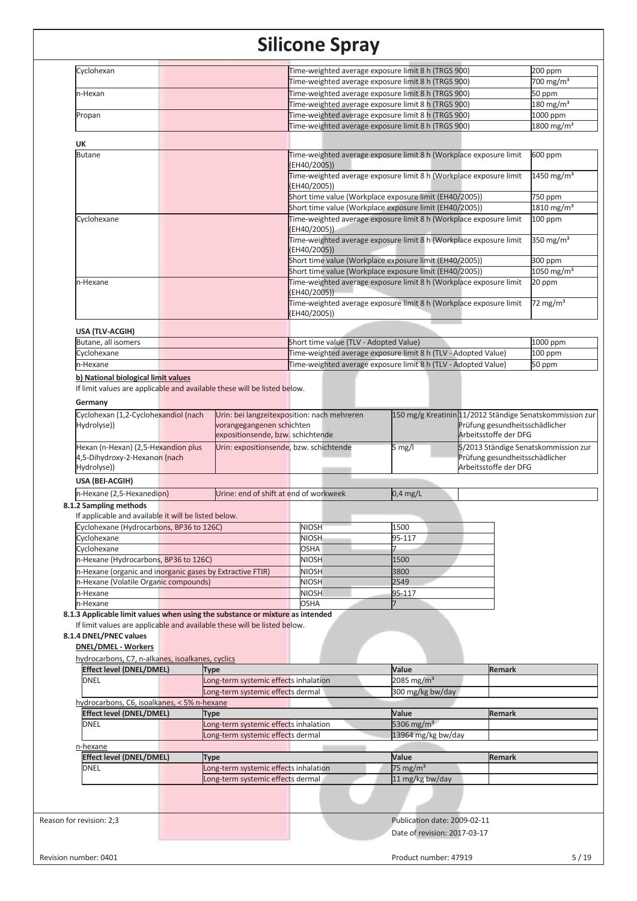| | | |
|---|---|---|
| Cyclohexan | Time-weighted average exposure limit 8 h (TRGS 900) | 200 ppm |
| | Time-weighted average exposure limit 8 h (TRGS 900) | 700 mg/m³ |
| n-Hexan | Time-weighted average exposure limit 8 h (TRGS 900) | 50 ppm |
| | Time-weighted average exposure limit 8 h (TRGS 900) | 180 mg/m³ |
| Propan | Time-weighted average exposure limit 8 h (TRGS 900) | 1000 ppm |
| | Time-weighted average exposure limit 8 h (TRGS 900) | 1800 mg/m³ |

**UK**

| | | |
|---|---|---|
| Butane | Time-weighted average exposure limit 8 h (Workplace exposure limit (EH40/2005)) | 600 ppm |
| | Time-weighted average exposure limit 8 h (Workplace exposure limit (EH40/2005)) | 1450 mg/m³ |
| | Short time value (Workplace exposure limit (EH40/2005)) | 750 ppm |
| | Short time value (Workplace exposure limit (EH40/2005)) | 1810 mg/m³ |
| Cyclohexane | Time-weighted average exposure limit 8 h (Workplace exposure limit (EH40/2005)) | 100 ppm |
| | Time-weighted average exposure limit 8 h (Workplace exposure limit (EH40/2005)) | 350 mg/m³ |
| | Short time value (Workplace exposure limit (EH40/2005)) | 300 ppm |
| | Short time value (Workplace exposure limit (EH40/2005)) | 1050 mg/m³ |
| n-Hexane | Time-weighted average exposure limit 8 h (Workplace exposure limit (EH40/2005)) | 20 ppm |
| | Time-weighted average exposure limit 8 h (Workplace exposure limit (EH40/2005)) | 72 mg/m³ |

**USA (TLV-ACGIH)**

| | | |
|---|---|---|
| Butane, all isomers | Short time value (TLV - Adopted Value) | 1000 ppm |
| Cyclohexane | Time-weighted average exposure limit 8 h (TLV - Adopted Value) | 100 ppm |
| n-Hexane | Time-weighted average exposure limit 8 h (TLV - Adopted Value) | 50 ppm |

**b) National biological limit values**

If limit values are applicable and available these will be listed below.

**Germany**

| | | | |
|---|---|---|---|
| Cyclohexan (1,2-Cyclohexandiol (nach Hydrolyse)) | Urin: bei langzeitexposition: nach mehreren vorangegangenen schichten expositionsende, bzw. schichtende | 150 mg/g Kreatinin | 11/2012 Ständige Senatskommission zur Prüfung gesundheitsschädlicher Arbeitsstoffe der DFG |
| Hexan (n-Hexan) (2,5-Hexandion plus 4,5-Dihydroxy-2-Hexanon (nach Hydrolyse)) | Urin: expositionsende, bzw. schichtende | 5 mg/l | 5/2013 Ständige Senatskommission zur Prüfung gesundheitsschädlicher Arbeitsstoffe der DFG |

**USA (BEI-ACGIH)**

| | | | |
|---|---|---|---|
| n-Hexane (2,5-Hexanedion) | Urine: end of shift at end of workweek | 0,4 mg/L | |

**8.1.2 Sampling methods**

If applicable and available it will be listed below.

| | | |
|---|---|---|
| Cyclohexane (Hydrocarbons, BP36 to 126C) | NIOSH | 1500 |
| Cyclohexane | NIOSH | 95-117 |
| Cyclohexane | OSHA | 7 |
| n-Hexane (Hydrocarbons, BP36 to 126C) | NIOSH | 1500 |
| n-Hexane (organic and inorganic gases by Extractive FTIR) | NIOSH | 3800 |
| n-Hexane (Volatile Organic compounds) | NIOSH | 2549 |
| n-Hexane | NIOSH | 95-117 |
| n-Hexane | OSHA | 7 |

**8.1.3 Applicable limit values when using the substance or mixture as intended**

If limit values are applicable and available these will be listed below.

**8.1.4 DNEL/PNEC values**

**DNEL/DMEL - Workers**

hydrocarbons, C7, n-alkanes, isoalkanes, cyclics

| Effect level (DNEL/DMEL) | Type | Value | Remark |
|---|---|---|---|
| DNEL | Long-term systemic effects inhalation | 2085 mg/m³ | |
| | Long-term systemic effects dermal | 300 mg/kg bw/day | |

hydrocarbons, C6, isoalkanes, < 5% n-hexane

| Effect level (DNEL/DMEL) | Type | Value | Remark |
|---|---|---|---|
| DNEL | Long-term systemic effects inhalation | 5306 mg/m³ | |
| | Long-term systemic effects dermal | 13964 mg/kg bw/day | |

n-hexane

| Effect level (DNEL/DMEL) | Type | Value | Remark |
|---|---|---|---|
| DNEL | Long-term systemic effects inhalation | 75 mg/m³ | |
| | Long-term systemic effects dermal | 11 mg/kg bw/day | |

Reason for revision: 2;3

Publication date: 2009-02-11

Date of revision: 2017-03-17

Revision number: 0401

Product number: 47919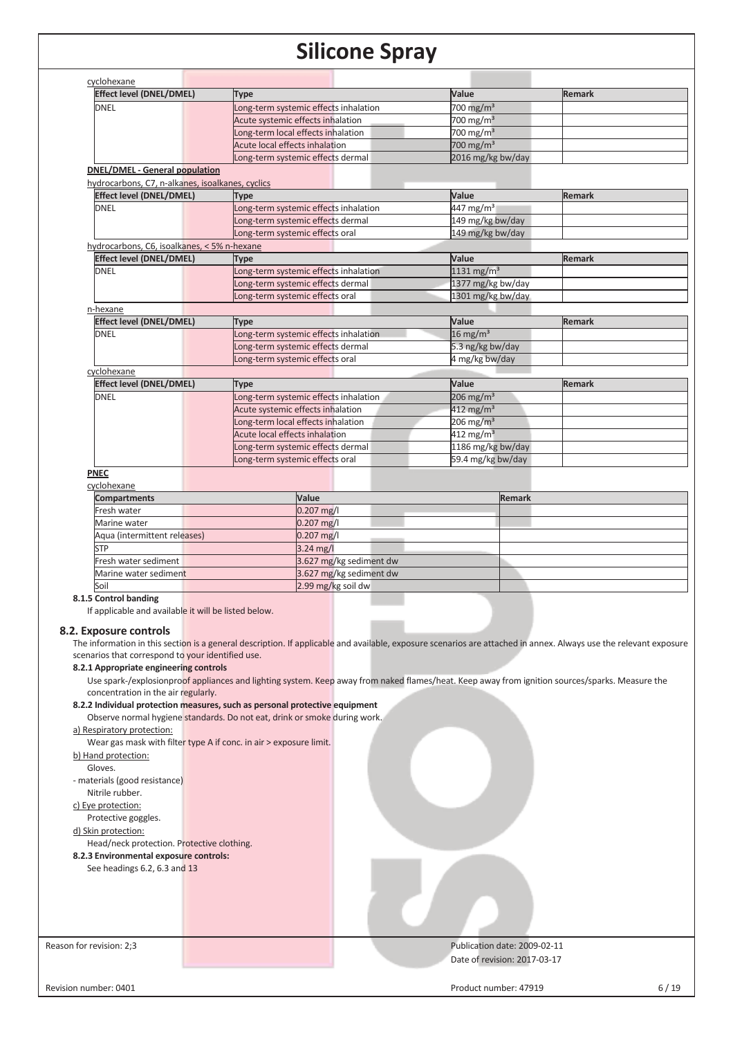cyclohexane

| Effect level (DNEL/DMEL) | Type | Value | Remark |
|---|---|---|---|
| DNEL | Long-term systemic effects inhalation | 700 mg/m³ | |
| | Acute systemic effects inhalation | 700 mg/m³ | |
| | Long-term local effects inhalation | 700 mg/m³ | |
| | Acute local effects inhalation | 700 mg/m³ | |
| | Long-term systemic effects dermal | 2016 mg/kg bw/day | |

**DNEL/DMEL - General population**

hydrocarbons, C7, n-alkanes, isoalkanes, cyclics

| Effect level (DNEL/DMEL) | Type | Value | Remark |
|---|---|---|---|
| DNEL | Long-term systemic effects inhalation | 447 mg/m³ | |
| | Long-term systemic effects dermal | 149 mg/kg bw/day | |
| | Long-term systemic effects oral | 149 mg/kg bw/day | |

hydrocarbons, C6, isoalkanes, < 5% n-hexane

| Effect level (DNEL/DMEL) | Type | Value | Remark |
|---|---|---|---|
| DNEL | Long-term systemic effects inhalation | 1131 mg/m³ | |
| | Long-term systemic effects dermal | 1377 mg/kg bw/day | |
| | Long-term systemic effects oral | 1301 mg/kg bw/day | |

n-hexane

| Effect level (DNEL/DMEL) | Type | Value | Remark |
|---|---|---|---|
| DNEL | Long-term systemic effects inhalation | 16 mg/m³ | |
| | Long-term systemic effects dermal | 5.3 ng/kg bw/day | |
| | Long-term systemic effects oral | 4 mg/kg bw/day | |

cyclohexane

| Effect level (DNEL/DMEL) | Type | Value | Remark |
|---|---|---|---|
| DNEL | Long-term systemic effects inhalation | 206 mg/m³ | |
| | Acute systemic effects inhalation | 412 mg/m³ | |
| | Long-term local effects inhalation | 206 mg/m³ | |
| | Acute local effects inhalation | 412 mg/m³ | |
| | Long-term systemic effects dermal | 1186 mg/kg bw/day | |
| | Long-term systemic effects oral | 59.4 mg/kg bw/day | |

**PNEC**

cyclohexane

| Compartments | Value | Remark |
|---|---|---|
| Fresh water | 0.207 mg/l | |
| Marine water | 0.207 mg/l | |
| Aqua (intermittent releases) | 0.207 mg/l | |
| STP | 3.24 mg/l | |
| Fresh water sediment | 3.627 mg/kg sediment dw | |
| Marine water sediment | 3.627 mg/kg sediment dw | |
| Soil | 2.99 mg/kg soil dw | |

**8.1.5 Control banding**

If applicable and available it will be listed below.

## 8.2. Exposure controls

The information in this section is a general description. If applicable and available, exposure scenarios are attached in annex. Always use the relevant exposure scenarios that correspond to your identified use.

**8.2.1 Appropriate engineering controls**

Use spark-/explosionproof appliances and lighting system. Keep away from naked flames/heat. Keep away from ignition sources/sparks. Measure the concentration in the air regularly.

**8.2.2 Individual protection measures, such as personal protective equipment**

Observe normal hygiene standards. Do not eat, drink or smoke during work.

a) Respiratory protection:

Wear gas mask with filter type A if conc. in air > exposure limit.

b) Hand protection:

Gloves.

- materials (good resistance)

Nitrile rubber.

c) Eye protection:

Protective goggles.

d) Skin protection:

Head/neck protection. Protective clothing.

**8.2.3 Environmental exposure controls:**

See headings 6.2, 6.3 and 13

Reason for revision: 2;3

Publication date: 2009-02-11

Date of revision: 2017-03-17

Revision number: 0401

Product number: 47919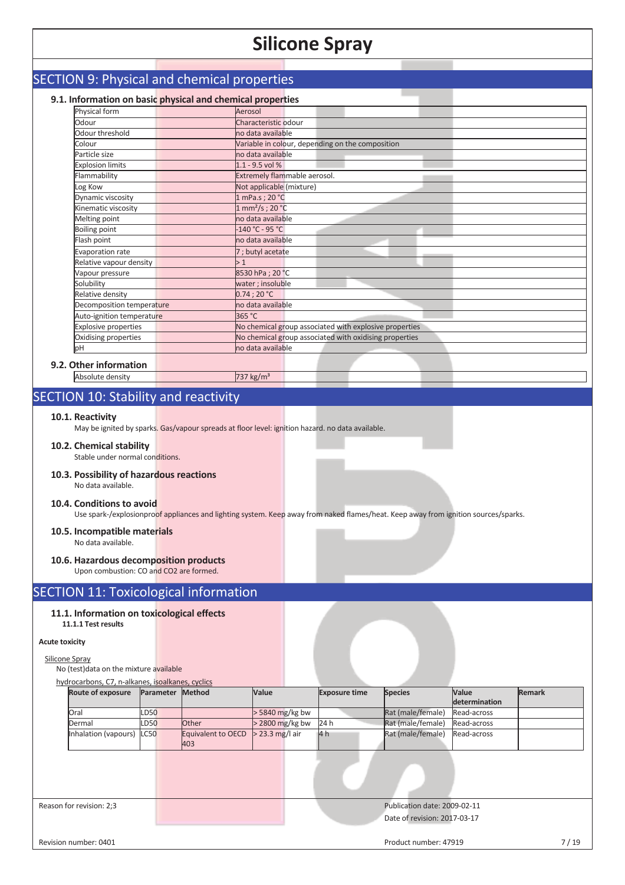## SECTION 9: Physical and chemical properties

### 9.1. Information on basic physical and chemical properties

| Property | Value |
|---|---|
| Physical form | Aerosol |
| Odour | Characteristic odour |
| Odour threshold | no data available |
| Colour | Variable in colour, depending on the composition |
| Particle size | no data available |
| Explosion limits | 1.1 - 9.5 vol % |
| Flammability | Extremely flammable aerosol. |
| Log Kow | Not applicable (mixture) |
| Dynamic viscosity | 1 mPa.s ; 20 °C |
| Kinematic viscosity | 1 mm²/s ; 20 °C |
| Melting point | no data available |
| Boiling point | -140 °C - 95 °C |
| Flash point | no data available |
| Evaporation rate | 7 ; butyl acetate |
| Relative vapour density | > 1 |
| Vapour pressure | 8530 hPa ; 20 °C |
| Solubility | water ; insoluble |
| Relative density | 0.74 ; 20 °C |
| Decomposition temperature | no data available |
| Auto-ignition temperature | 365 °C |
| Explosive properties | No chemical group associated with explosive properties |
| Oxidising properties | No chemical group associated with oxidising properties |
| pH | no data available |

### 9.2. Other information

| Property | Value |
|---|---|
| Absolute density | 737 kg/m³ |

## SECTION 10: Stability and reactivity

### 10.1. Reactivity

May be ignited by sparks. Gas/vapour spreads at floor level: ignition hazard. no data available.

### 10.2. Chemical stability

Stable under normal conditions.

### 10.3. Possibility of hazardous reactions

No data available.

### 10.4. Conditions to avoid

Use spark-/explosionproof appliances and lighting system. Keep away from naked flames/heat. Keep away from ignition sources/sparks.

### 10.5. Incompatible materials

No data available.

### 10.6. Hazardous decomposition products

Upon combustion: CO and CO2 are formed.

## SECTION 11: Toxicological information

### 11.1. Information on toxicological effects

#### 11.1.1 Test results

**Acute toxicity**

Silicone Spray

No (test)data on the mixture available

hydrocarbons, C7, n-alkanes, isoalkanes, cyclics

| Route of exposure | Parameter | Method | Value | Exposure time | Species | Value determination | Remark |
|---|---|---|---|---|---|---|---|
| Oral | LD50 | | > 5840 mg/kg bw | | Rat (male/female) | Read-across | |
| Dermal | LD50 | Other | > 2800 mg/kg bw | 24 h | Rat (male/female) | Read-across | |
| Inhalation (vapours) | LC50 | Equivalent to OECD 403 | > 23.3 mg/l air | 4 h | Rat (male/female) | Read-across | |

Reason for revision: 2;3

Publication date: 2009-02-11

Date of revision: 2017-03-17

Revision number: 0401

Product number: 47919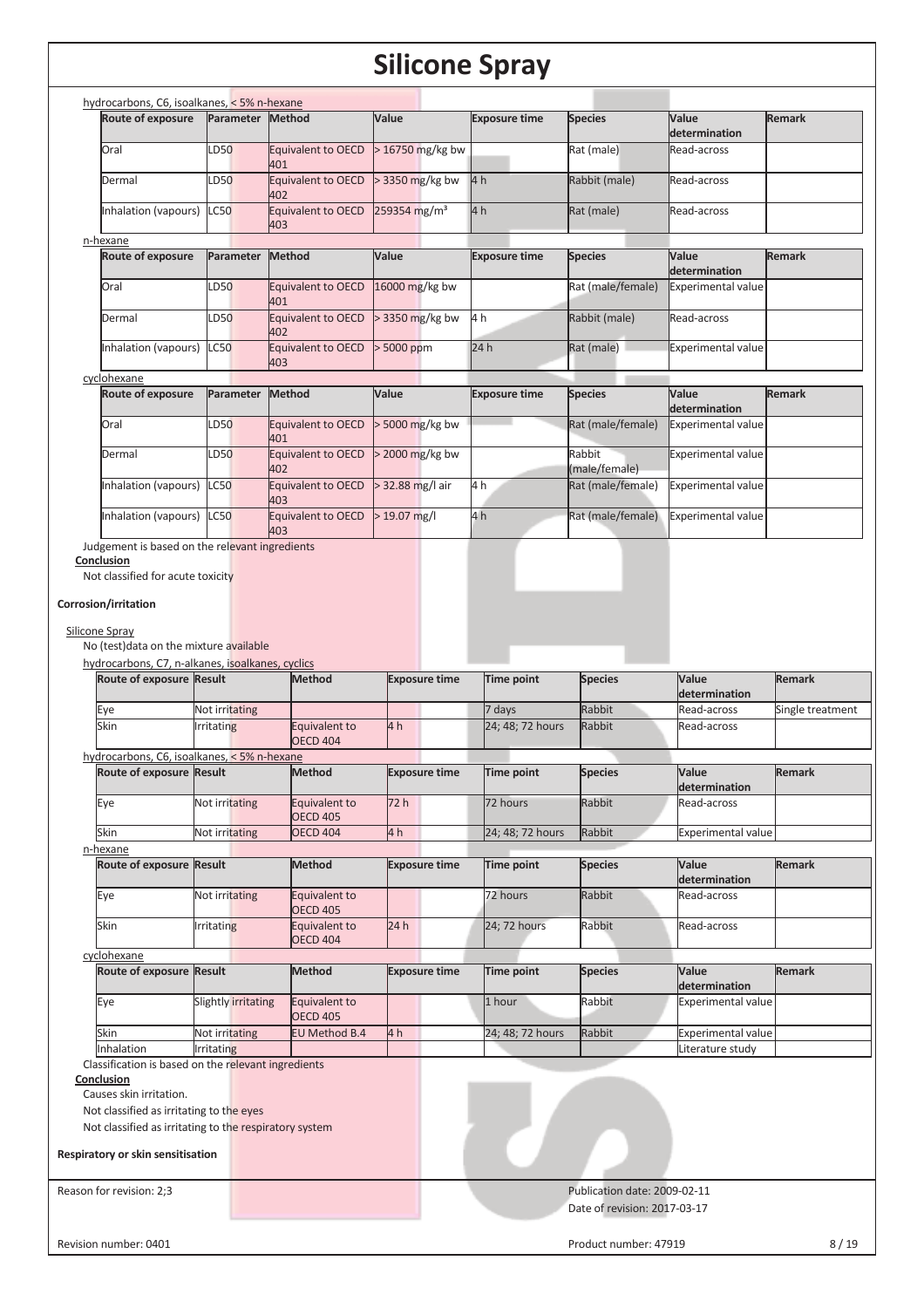hydrocarbons, C6, isoalkanes, < 5% n-hexane

| Route of exposure | Parameter | Method | Value | Exposure time | Species | Value determination | Remark |
|---|---|---|---|---|---|---|---|
| Oral | LD50 | Equivalent to OECD 401 | > 16750 mg/kg bw | | Rat (male) | Read-across | |
| Dermal | LD50 | Equivalent to OECD 402 | > 3350 mg/kg bw | 4 h | Rabbit (male) | Read-across | |
| Inhalation (vapours) | LC50 | Equivalent to OECD 403 | 259354 mg/m³ | 4 h | Rat (male) | Read-across | |

n-hexane

| Route of exposure | Parameter | Method | Value | Exposure time | Species | Value determination | Remark |
|---|---|---|---|---|---|---|---|
| Oral | LD50 | Equivalent to OECD 401 | 16000 mg/kg bw | | Rat (male/female) | Experimental value | |
| Dermal | LD50 | Equivalent to OECD 402 | > 3350 mg/kg bw | 4 h | Rabbit (male) | Read-across | |
| Inhalation (vapours) | LC50 | Equivalent to OECD 403 | > 5000 ppm | 24 h | Rat (male) | Experimental value | |

cyclohexane

| Route of exposure | Parameter | Method | Value | Exposure time | Species | Value determination | Remark |
|---|---|---|---|---|---|---|---|
| Oral | LD50 | Equivalent to OECD 401 | > 5000 mg/kg bw | | Rat (male/female) | Experimental value | |
| Dermal | LD50 | Equivalent to OECD 402 | > 2000 mg/kg bw | | Rabbit (male/female) | Experimental value | |
| Inhalation (vapours) | LC50 | Equivalent to OECD 403 | > 32.88 mg/l air | 4 h | Rat (male/female) | Experimental value | |
| Inhalation (vapours) | LC50 | Equivalent to OECD 403 | > 19.07 mg/l | 4 h | Rat (male/female) | Experimental value | |

Judgement is based on the relevant ingredients

**Conclusion**

Not classified for acute toxicity

**Corrosion/irritation**

Silicone Spray

No (test)data on the mixture available

hydrocarbons, C7, n-alkanes, isoalkanes, cyclics

| Route of exposure | Result | Method | Exposure time | Time point | Species | Value determination | Remark |
|---|---|---|---|---|---|---|---|
| Eye | Not irritating | | | 7 days | Rabbit | Read-across | Single treatment |
| Skin | Irritating | Equivalent to OECD 404 | 4 h | 24; 48; 72 hours | Rabbit | Read-across | |

hydrocarbons, C6, isoalkanes, < 5% n-hexane

| Route of exposure | Result | Method | Exposure time | Time point | Species | Value determination | Remark |
|---|---|---|---|---|---|---|---|
| Eye | Not irritating | Equivalent to OECD 405 | 72 h | 72 hours | Rabbit | Read-across | |
| Skin | Not irritating | OECD 404 | 4 h | 24; 48; 72 hours | Rabbit | Experimental value | |

n-hexane

| Route of exposure | Result | Method | Exposure time | Time point | Species | Value determination | Remark |
|---|---|---|---|---|---|---|---|
| Eye | Not irritating | Equivalent to OECD 405 | | 72 hours | Rabbit | Read-across | |
| Skin | Irritating | Equivalent to OECD 404 | 24 h | 24; 72 hours | Rabbit | Read-across | |

cyclohexane

| Route of exposure | Result | Method | Exposure time | Time point | Species | Value determination | Remark |
|---|---|---|---|---|---|---|---|
| Eye | Slightly irritating | Equivalent to OECD 405 | | 1 hour | Rabbit | Experimental value | |
| Skin | Not irritating | EU Method B.4 | 4 h | 24; 48; 72 hours | Rabbit | Experimental value | |
| Inhalation | Irritating | | | | | Literature study | |

Classification is based on the relevant ingredients

**Conclusion**

Causes skin irritation.

Not classified as irritating to the eyes

Not classified as irritating to the respiratory system

**Respiratory or skin sensitisation**

Reason for revision: 2;3

Publication date: 2009-02-11

Date of revision: 2017-03-17

Revision number: 0401

Product number: 47919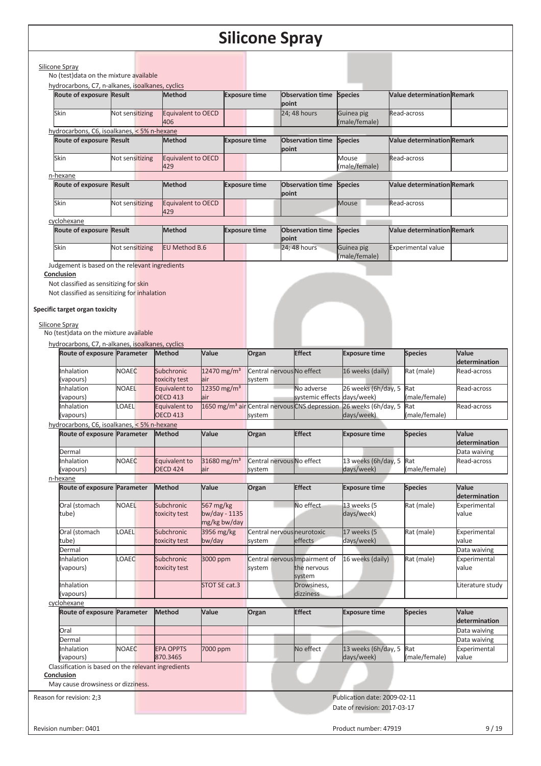# Silicone Spray

Silicone Spray

No (test)data on the mixture available

hydrocarbons, C7, n-alkanes, isoalkanes, cyclics

| Route of exposure | Result | Method | Exposure time | Observation time point | Species | Value determination | Remark |
|---|---|---|---|---|---|---|---|
| Skin | Not sensitizing | Equivalent to OECD 406 | | 24; 48 hours | Guinea pig (male/female) | Read-across | |

hydrocarbons, C6, isoalkanes, < 5% n-hexane

| Route of exposure | Result | Method | Exposure time | Observation time point | Species | Value determination | Remark |
|---|---|---|---|---|---|---|---|
| Skin | Not sensitizing | Equivalent to OECD 429 | | | Mouse (male/female) | Read-across | |

n-hexane

| Route of exposure | Result | Method | Exposure time | Observation time point | Species | Value determination | Remark |
|---|---|---|---|---|---|---|---|
| Skin | Not sensitizing | Equivalent to OECD 429 | | | Mouse | Read-across | |

cyclohexane

| Route of exposure | Result | Method | Exposure time | Observation time point | Species | Value determination | Remark |
|---|---|---|---|---|---|---|---|
| Skin | Not sensitizing | EU Method B.6 | | 24; 48 hours | Guinea pig (male/female) | Experimental value | |

Judgement is based on the relevant ingredients

**Conclusion**

Not classified as sensitizing for skin

Not classified as sensitizing for inhalation

**Specific target organ toxicity**

Silicone Spray

No (test)data on the mixture available

hydrocarbons, C7, n-alkanes, isoalkanes, cyclics

| Route of exposure | Parameter | Method | Value | Organ | Effect | Exposure time | Species | Value determination |
|---|---|---|---|---|---|---|---|---|
| Inhalation (vapours) | NOAEC | Subchronic toxicity test | 12470 mg/m³ air | Central nervous system | No effect | 16 weeks (daily) | Rat (male) | Read-across |
| Inhalation (vapours) | NOAEL | Equivalent to OECD 413 | 12350 mg/m³ air | | No adverse systemic effects | 26 weeks (6h/day, 5 days/week) | Rat (male/female) | Read-across |
| Inhalation (vapours) | LOAEL | Equivalent to OECD 413 | 1650 mg/m³ air | Central nervous system | CNS depression | 26 weeks (6h/day, 5 days/week) | Rat (male/female) | Read-across |

hydrocarbons, C6, isoalkanes, < 5% n-hexane

| Route of exposure | Parameter | Method | Value | Organ | Effect | Exposure time | Species | Value determination |
|---|---|---|---|---|---|---|---|---|
| Dermal | | | | | | | | Data waiving |
| Inhalation (vapours) | NOAEC | Equivalent to OECD 424 | 31680 mg/m³ air | Central nervous system | No effect | 13 weeks (6h/day, 5 days/week) | Rat (male/female) | Read-across |

n-hexane

| Route of exposure | Parameter | Method | Value | Organ | Effect | Exposure time | Species | Value determination |
|---|---|---|---|---|---|---|---|---|
| Oral (stomach tube) | NOAEL | Subchronic toxicity test | 567 mg/kg bw/day - 1135 mg/kg bw/day | | No effect | 13 weeks (5 days/week) | Rat (male) | Experimental value |
| Oral (stomach tube) | LOAEL | Subchronic toxicity test | 3956 mg/kg bw/day | Central nervous system | neurotoxic effects | 17 weeks (5 days/week) | Rat (male) | Experimental value |
| Dermal | | | | | | | | Data waiving |
| Inhalation (vapours) | LOAEC | Subchronic toxicity test | 3000 ppm | Central nervous system | Impairment of the nervous system | 16 weeks (daily) | Rat (male) | Experimental value |
| Inhalation (vapours) | | | STOT SE cat.3 | | Drowsiness, dizziness | | | Literature study |

cyclohexane

| Route of exposure | Parameter | Method | Value | Organ | Effect | Exposure time | Species | Value determination |
|---|---|---|---|---|---|---|---|---|
| Oral | | | | | | | | Data waiving |
| Dermal | | | | | | | | Data waiving |
| Inhalation (vapours) | NOAEC | EPA OPPTS 870.3465 | 7000 ppm | | No effect | 13 weeks (6h/day, 5 days/week) | Rat (male/female) | Experimental value |

Classification is based on the relevant ingredients

**Conclusion**

May cause drowsiness or dizziness.

Reason for revision: 2;3

Publication date: 2009-02-11

Date of revision: 2017-03-17

Revision number: 0401

Product number: 47919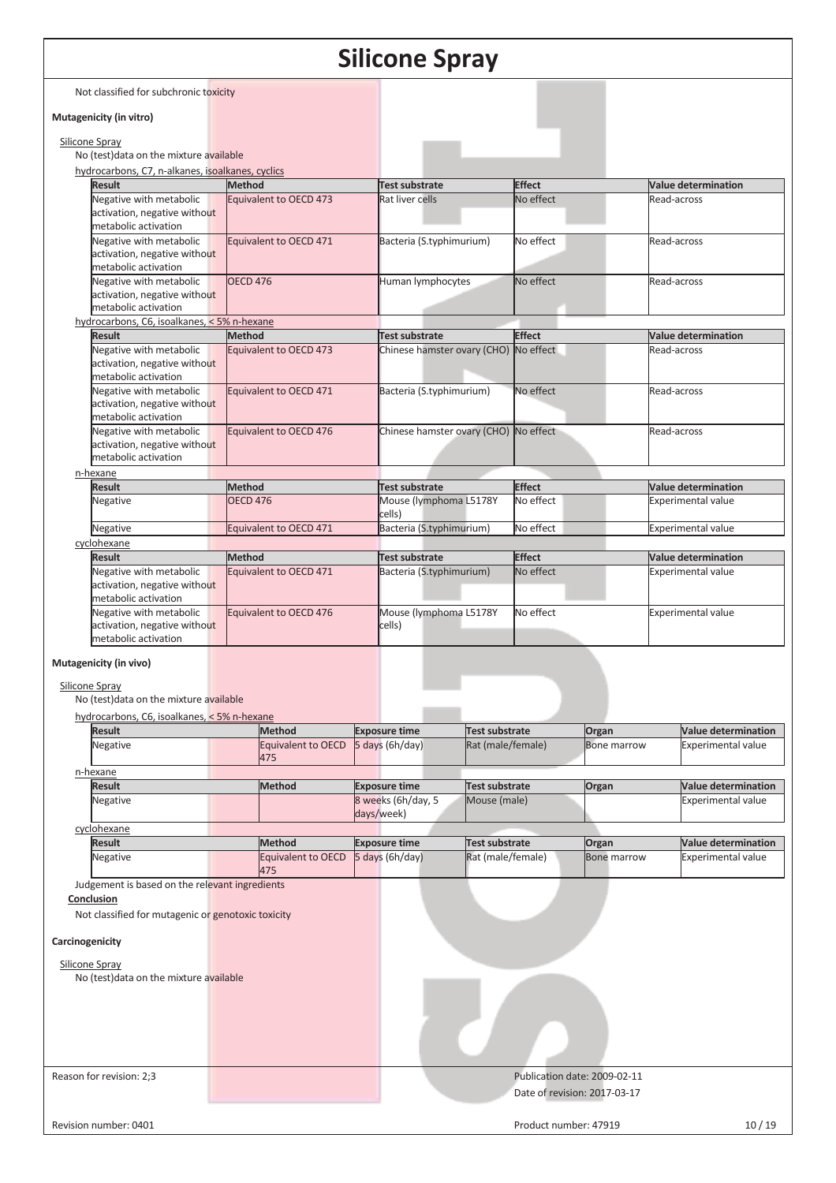Not classified for subchronic toxicity

**Mutagenicity (in vitro)**

Silicone Spray

No (test)data on the mixture available

hydrocarbons, C7, n-alkanes, isoalkanes, cyclics

| Result | Method | Test substrate | Effect | Value determination |
|---|---|---|---|---|
| Negative with metabolic activation, negative without metabolic activation | Equivalent to OECD 473 | Rat liver cells | No effect | Read-across |
| Negative with metabolic activation, negative without metabolic activation | Equivalent to OECD 471 | Bacteria (S.typhimurium) | No effect | Read-across |
| Negative with metabolic activation, negative without metabolic activation | OECD 476 | Human lymphocytes | No effect | Read-across |

hydrocarbons, C6, isoalkanes, < 5% n-hexane

| Result | Method | Test substrate | Effect | Value determination |
|---|---|---|---|---|
| Negative with metabolic activation, negative without metabolic activation | Equivalent to OECD 473 | Chinese hamster ovary (CHO) | No effect | Read-across |
| Negative with metabolic activation, negative without metabolic activation | Equivalent to OECD 471 | Bacteria (S.typhimurium) | No effect | Read-across |
| Negative with metabolic activation, negative without metabolic activation | Equivalent to OECD 476 | Chinese hamster ovary (CHO) | No effect | Read-across |

n-hexane

| Result | Method | Test substrate | Effect | Value determination |
|---|---|---|---|---|
| Negative | OECD 476 | Mouse (lymphoma L5178Y cells) | No effect | Experimental value |
| Negative | Equivalent to OECD 471 | Bacteria (S.typhimurium) | No effect | Experimental value |

cyclohexane

| Result | Method | Test substrate | Effect | Value determination |
|---|---|---|---|---|
| Negative with metabolic activation, negative without metabolic activation | Equivalent to OECD 471 | Bacteria (S.typhimurium) | No effect | Experimental value |
| Negative with metabolic activation, negative without metabolic activation | Equivalent to OECD 476 | Mouse (lymphoma L5178Y cells) | No effect | Experimental value |

**Mutagenicity (in vivo)**

Silicone Spray

No (test)data on the mixture available

hydrocarbons, C6, isoalkanes, < 5% n-hexane

| Result | Method | Exposure time | Test substrate | Organ | Value determination |
|---|---|---|---|---|---|
| Negative | Equivalent to OECD 475 | 5 days (6h/day) | Rat (male/female) | Bone marrow | Experimental value |

n-hexane

| Result | Method | Exposure time | Test substrate | Organ | Value determination |
|---|---|---|---|---|---|
| Negative | | 8 weeks (6h/day, 5 days/week) | Mouse (male) | | Experimental value |

cyclohexane

| Result | Method | Exposure time | Test substrate | Organ | Value determination |
|---|---|---|---|---|---|
| Negative | Equivalent to OECD 475 | 5 days (6h/day) | Rat (male/female) | Bone marrow | Experimental value |

Judgement is based on the relevant ingredients

**Conclusion**

Not classified for mutagenic or genotoxic toxicity

**Carcinogenicity**

Silicone Spray

No (test)data on the mixture available

Reason for revision: 2;3

Publication date: 2009-02-11

Date of revision: 2017-03-17

Revision number: 0401

Product number: 47919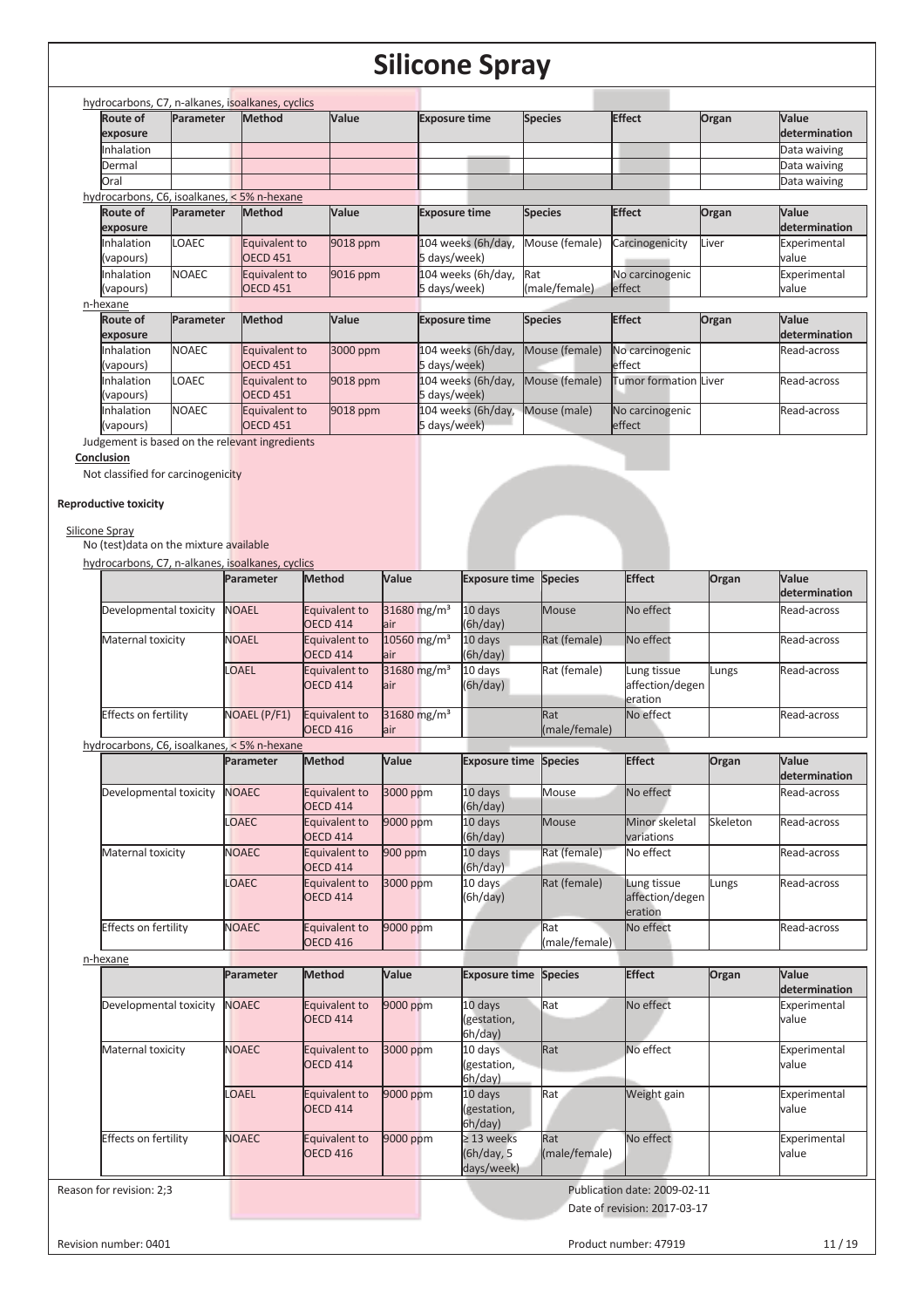hydrocarbons, C7, n-alkanes, isoalkanes, cyclics

| Route of exposure | Parameter | Method | Value | Exposure time | Species | Effect | Organ | Value determination |
|---|---|---|---|---|---|---|---|---|
| Inhalation | | | | | | | | Data waiving |
| Dermal | | | | | | | | Data waiving |
| Oral | | | | | | | | Data waiving |

hydrocarbons, C6, isoalkanes, < 5% n-hexane

| Route of exposure | Parameter | Method | Value | Exposure time | Species | Effect | Organ | Value determination |
|---|---|---|---|---|---|---|---|---|
| Inhalation (vapours) | LOAEC | Equivalent to OECD 451 | 9018 ppm | 104 weeks (6h/day, 5 days/week) | Mouse (female) | Carcinogenicity | Liver | Experimental value |
| Inhalation (vapours) | NOAEC | Equivalent to OECD 451 | 9016 ppm | 104 weeks (6h/day, 5 days/week) | Rat (male/female) | No carcinogenic effect | | Experimental value |

n-hexane

| Route of exposure | Parameter | Method | Value | Exposure time | Species | Effect | Organ | Value determination |
|---|---|---|---|---|---|---|---|---|
| Inhalation (vapours) | NOAEC | Equivalent to OECD 451 | 3000 ppm | 104 weeks (6h/day, 5 days/week) | Mouse (female) | No carcinogenic effect | | Read-across |
| Inhalation (vapours) | LOAEC | Equivalent to OECD 451 | 9018 ppm | 104 weeks (6h/day, 5 days/week) | Mouse (female) | Tumor formation | Liver | Read-across |
| Inhalation (vapours) | NOAEC | Equivalent to OECD 451 | 9018 ppm | 104 weeks (6h/day, 5 days/week) | Mouse (male) | No carcinogenic effect | | Read-across |

Judgement is based on the relevant ingredients

**Conclusion**

Not classified for carcinogenicity

**Reproductive toxicity**

Silicone Spray

No (test)data on the mixture available

hydrocarbons, C7, n-alkanes, isoalkanes, cyclics

| | Parameter | Method | Value | Exposure time | Species | Effect | Organ | Value determination |
|---|---|---|---|---|---|---|---|---|
| Developmental toxicity | NOAEL | Equivalent to OECD 414 | 31680 mg/m³ air | 10 days (6h/day) | Mouse | No effect | | Read-across |
| Maternal toxicity | NOAEL | Equivalent to OECD 414 | 10560 mg/m³ air | 10 days (6h/day) | Rat (female) | No effect | | Read-across |
| | LOAEL | Equivalent to OECD 414 | 31680 mg/m³ air | 10 days (6h/day) | Rat (female) | Lung tissue affection/degeneration | Lungs | Read-across |
| Effects on fertility | NOAEL (P/F1) | Equivalent to OECD 416 | 31680 mg/m³ air | | Rat (male/female) | No effect | | Read-across |

hydrocarbons, C6, isoalkanes, < 5% n-hexane

| | Parameter | Method | Value | Exposure time | Species | Effect | Organ | Value determination |
|---|---|---|---|---|---|---|---|---|
| Developmental toxicity | NOAEC | Equivalent to OECD 414 | 3000 ppm | 10 days (6h/day) | Mouse | No effect | | Read-across |
| | LOAEC | Equivalent to OECD 414 | 9000 ppm | 10 days (6h/day) | Mouse | Minor skeletal variations | Skeleton | Read-across |
| Maternal toxicity | NOAEC | Equivalent to OECD 414 | 900 ppm | 10 days (6h/day) | Rat (female) | No effect | | Read-across |
| | LOAEC | Equivalent to OECD 414 | 3000 ppm | 10 days (6h/day) | Rat (female) | Lung tissue affection/degeneration | Lungs | Read-across |
| Effects on fertility | NOAEC | Equivalent to OECD 416 | 9000 ppm | | Rat (male/female) | No effect | | Read-across |

n-hexane

| | Parameter | Method | Value | Exposure time | Species | Effect | Organ | Value determination |
|---|---|---|---|---|---|---|---|---|
| Developmental toxicity | NOAEC | Equivalent to OECD 414 | 9000 ppm | 10 days (gestation, 6h/day) | Rat | No effect | | Experimental value |
| Maternal toxicity | NOAEC | Equivalent to OECD 414 | 3000 ppm | 10 days (gestation, 6h/day) | Rat | No effect | | Experimental value |
| | LOAEL | Equivalent to OECD 414 | 9000 ppm | 10 days (gestation, 6h/day) | Rat | Weight gain | | Experimental value |
| Effects on fertility | NOAEC | Equivalent to OECD 416 | 9000 ppm | ≥ 13 weeks (6h/day, 5 days/week) | Rat (male/female) | No effect | | Experimental value |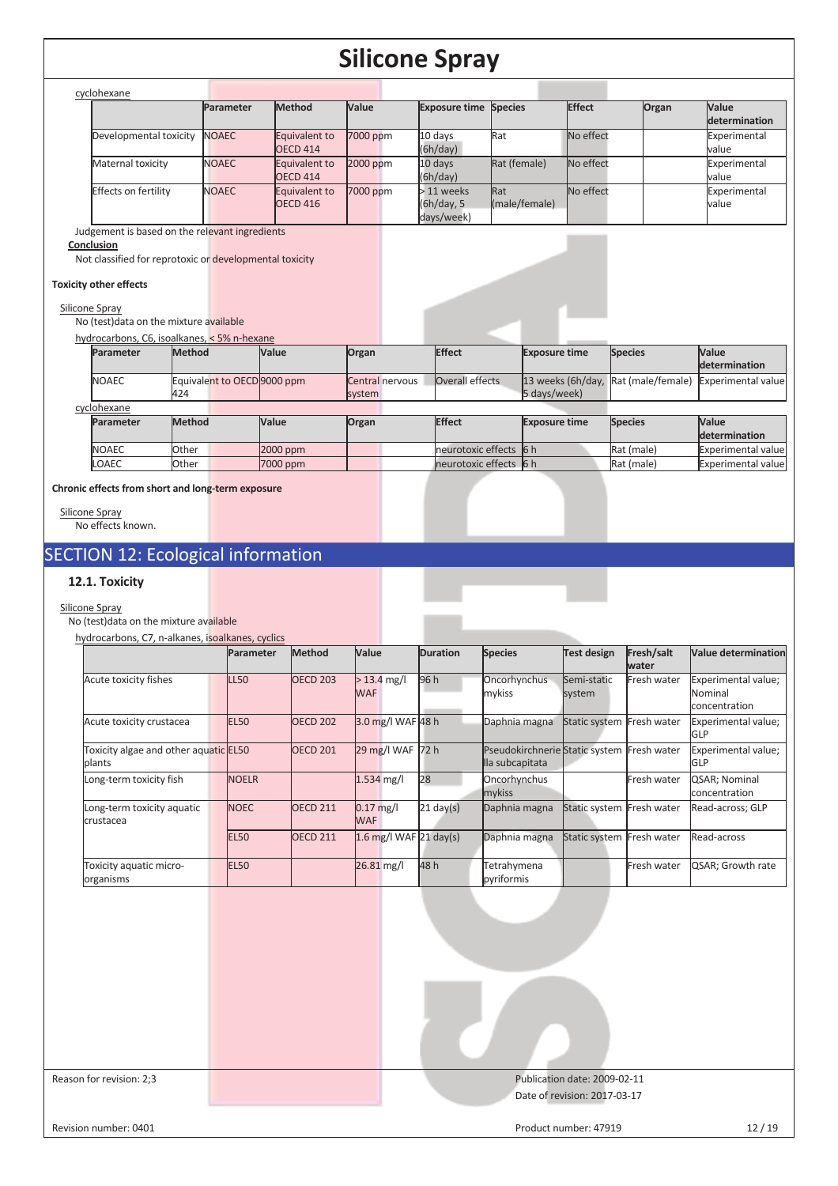cyclohexane

| | Parameter | Method | Value | Exposure time | Species | Effect | Organ | Value determination |
|---|---|---|---|---|---|---|---|---|
| Developmental toxicity | NOAEC | Equivalent to OECD 414 | 7000 ppm | 10 days (6h/day) | Rat | No effect | | Experimental value |
| Maternal toxicity | NOAEC | Equivalent to OECD 414 | 2000 ppm | 10 days (6h/day) | Rat (female) | No effect | | Experimental value |
| Effects on fertility | NOAEC | Equivalent to OECD 416 | 7000 ppm | > 11 weeks (6h/day, 5 days/week) | Rat (male/female) | No effect | | Experimental value |

Judgement is based on the relevant ingredients

**Conclusion**

Not classified for reprotoxic or developmental toxicity

**Toxicity other effects**

Silicone Spray

No (test)data on the mixture available

hydrocarbons, C6, isoalkanes, < 5% n-hexane

| Parameter | Method | Value | Organ | Effect | Exposure time | Species | Value determination |
|---|---|---|---|---|---|---|---|
| NOAEC | Equivalent to OECD 424 | 9000 ppm | Central nervous system | Overall effects | 13 weeks (6h/day, 5 days/week) | Rat (male/female) | Experimental value |

cyclohexane

| Parameter | Method | Value | Organ | Effect | Exposure time | Species | Value determination |
|---|---|---|---|---|---|---|---|
| NOAEC | Other | 2000 ppm | | neurotoxic effects | 6 h | Rat (male) | Experimental value |
| LOAEC | Other | 7000 ppm | | neurotoxic effects | 6 h | Rat (male) | Experimental value |

**Chronic effects from short and long-term exposure**

Silicone Spray

No effects known.

# SECTION 12: Ecological information

## 12.1. Toxicity

Silicone Spray

No (test)data on the mixture available

hydrocarbons, C7, n-alkanes, isoalkanes, cyclics

| | Parameter | Method | Value | Duration | Species | Test design | Fresh/salt water | Value determination |
|---|---|---|---|---|---|---|---|---|
| Acute toxicity fishes | LL50 | OECD 203 | > 13.4 mg/l WAF | 96 h | Oncorhynchus mykiss | Semi-static system | Fresh water | Experimental value; Nominal concentration |
| Acute toxicity crustacea | EL50 | OECD 202 | 3.0 mg/l WAF | 48 h | Daphnia magna | Static system | Fresh water | Experimental value; GLP |
| Toxicity algae and other aquatic plants | EL50 | OECD 201 | 29 mg/l WAF | 72 h | Pseudokirchnerie lla subcapitata | Static system | Fresh water | Experimental value; GLP |
| Long-term toxicity fish | NOELR | | 1.534 mg/l | 28 | Oncorhynchus mykiss | | Fresh water | QSAR; Nominal concentration |
| Long-term toxicity aquatic crustacea | NOEC | OECD 211 | 0.17 mg/l WAF | 21 day(s) | Daphnia magna | Static system | Fresh water | Read-across; GLP |
| | EL50 | OECD 211 | 1.6 mg/l WAF | 21 day(s) | Daphnia magna | Static system | Fresh water | Read-across |
| Toxicity aquatic micro-organisms | EL50 | | 26.81 mg/l | 48 h | Tetrahymena pyriformis | | Fresh water | QSAR; Growth rate |

Reason for revision: 2;3

Publication date: 2009-02-11

Date of revision: 2017-03-17

Revision number: 0401

Product number: 47919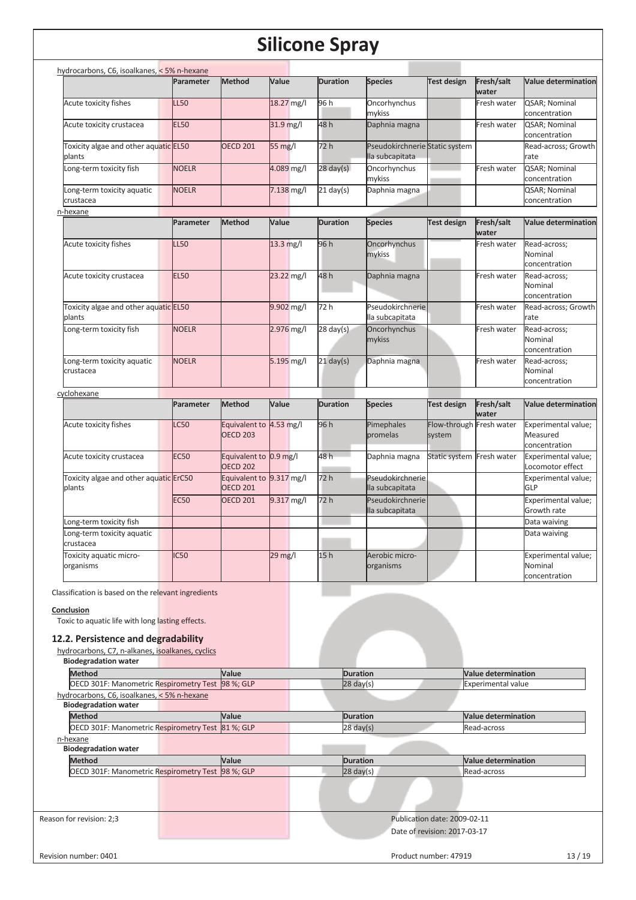hydrocarbons, C6, isoalkanes, < 5% n-hexane

| | Parameter | Method | Value | Duration | Species | Test design | Fresh/salt water | Value determination |
|---|---|---|---|---|---|---|---|---|
| Acute toxicity fishes | LL50 | | 18.27 mg/l | 96 h | Oncorhynchus mykiss | | Fresh water | QSAR; Nominal concentration |
| Acute toxicity crustacea | EL50 | | 31.9 mg/l | 48 h | Daphnia magna | | Fresh water | QSAR; Nominal concentration |
| Toxicity algae and other aquatic plants | EL50 | OECD 201 | 55 mg/l | 72 h | Pseudokirchneriella subcapitata | Static system | | Read-across; Growth rate |
| Long-term toxicity fish | NOELR | | 4.089 mg/l | 28 day(s) | Oncorhynchus mykiss | | Fresh water | QSAR; Nominal concentration |
| Long-term toxicity aquatic crustacea | NOELR | | 7.138 mg/l | 21 day(s) | Daphnia magna | | | QSAR; Nominal concentration |

n-hexane

| | Parameter | Method | Value | Duration | Species | Test design | Fresh/salt water | Value determination |
|---|---|---|---|---|---|---|---|---|
| Acute toxicity fishes | LL50 | | 13.3 mg/l | 96 h | Oncorhynchus mykiss | | Fresh water | Read-across; Nominal concentration |
| Acute toxicity crustacea | EL50 | | 23.22 mg/l | 48 h | Daphnia magna | | Fresh water | Read-across; Nominal concentration |
| Toxicity algae and other aquatic plants | EL50 | | 9.902 mg/l | 72 h | Pseudokirchneriella subcapitata | | Fresh water | Read-across; Growth rate |
| Long-term toxicity fish | NOELR | | 2.976 mg/l | 28 day(s) | Oncorhynchus mykiss | | Fresh water | Read-across; Nominal concentration |
| Long-term toxicity aquatic crustacea | NOELR | | 5.195 mg/l | 21 day(s) | Daphnia magna | | Fresh water | Read-across; Nominal concentration |

cyclohexane

| | Parameter | Method | Value | Duration | Species | Test design | Fresh/salt water | Value determination |
|---|---|---|---|---|---|---|---|---|
| Acute toxicity fishes | LC50 | Equivalent to OECD 203 | 4.53 mg/l | 96 h | Pimephales promelas | Flow-through system | Fresh water | Experimental value; Measured concentration |
| Acute toxicity crustacea | EC50 | Equivalent to OECD 202 | 0.9 mg/l | 48 h | Daphnia magna | Static system | Fresh water | Experimental value; Locomotor effect |
| Toxicity algae and other aquatic plants | ErC50 | Equivalent to OECD 201 | 9.317 mg/l | 72 h | Pseudokirchneriella subcapitata | | | Experimental value; GLP |
| | EC50 | OECD 201 | 9.317 mg/l | 72 h | Pseudokirchneriella subcapitata | | | Experimental value; Growth rate |
| Long-term toxicity fish | | | | | | | | Data waiving |
| Long-term toxicity aquatic crustacea | | | | | | | | Data waiving |
| Toxicity aquatic micro-organisms | IC50 | | 29 mg/l | 15 h | Aerobic micro-organisms | | | Experimental value; Nominal concentration |

Classification is based on the relevant ingredients

**Conclusion**

Toxic to aquatic life with long lasting effects.

### 12.2. Persistence and degradability

hydrocarbons, C7, n-alkanes, isoalkanes, cyclics

**Biodegradation water**

| Method | Value | Duration | Value determination |
|---|---|---|---|
| OECD 301F: Manometric Respirometry Test | 98 %; GLP | 28 day(s) | Experimental value |

hydrocarbons, C6, isoalkanes, < 5% n-hexane

**Biodegradation water**

| Method | Value | Duration | Value determination |
|---|---|---|---|
| OECD 301F: Manometric Respirometry Test | 81 %; GLP | 28 day(s) | Read-across |

n-hexane

**Biodegradation water**

| Method | Value | Duration | Value determination |
|---|---|---|---|
| OECD 301F: Manometric Respirometry Test | 98 %; GLP | 28 day(s) | Read-across |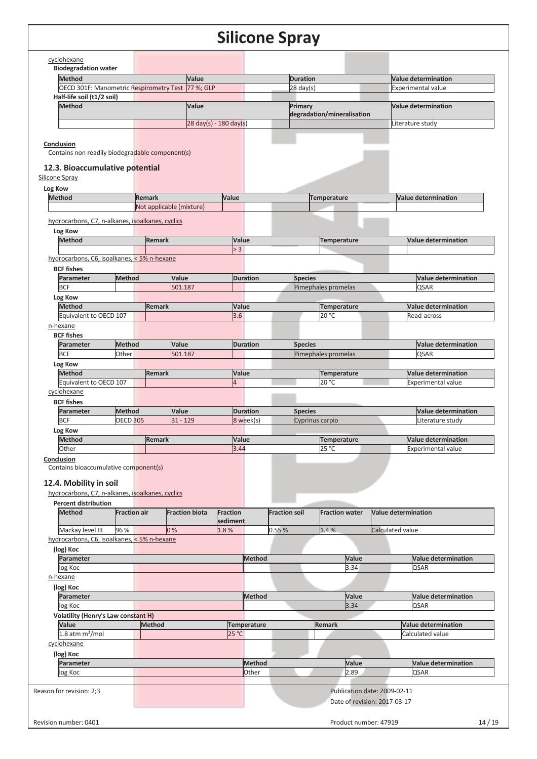cyclohexane

**Biodegradation water**

| Method | Value | Duration | Value determination |
|---|---|---|---|
| OECD 301F: Manometric Respirometry Test | 77 %; GLP | 28 day(s) | Experimental value |

**Half-life soil (t1/2 soil)**

| Method | Value | Primary degradation/mineralisation | Value determination |
|---|---|---|---|
| | 28 day(s) - 180 day(s) | | Literature study |

**Conclusion**

Contains non readily biodegradable component(s)

### 12.3. Bioaccumulative potential

Silicone Spray

**Log Kow**

| Method | Remark | Value | Temperature | Value determination |
|---|---|---|---|---|
| | Not applicable (mixture) | | | |

hydrocarbons, C7, n-alkanes, isoalkanes, cyclics

**Log Kow**

| Method | Remark | Value | Temperature | Value determination |
|---|---|---|---|---|
| | | > 3 | | |

hydrocarbons, C6, isoalkanes, < 5% n-hexane

**BCF fishes**

| Parameter | Method | Value | Duration | Species | Value determination |
|---|---|---|---|---|---|
| BCF | | 501.187 | | Pimephales promelas | QSAR |

**Log Kow**

| Method | Remark | Value | Temperature | Value determination |
|---|---|---|---|---|
| Equivalent to OECD 107 | | 3.6 | 20 °C | Read-across |

n-hexane

**BCF fishes**

| Parameter | Method | Value | Duration | Species | Value determination |
|---|---|---|---|---|---|
| BCF | Other | 501.187 | | Pimephales promelas | QSAR |

**Log Kow**

| Method | Remark | Value | Temperature | Value determination |
|---|---|---|---|---|
| Equivalent to OECD 107 | | 4 | 20 °C | Experimental value |

cyclohexane

**BCF fishes**

| Parameter | Method | Value | Duration | Species | Value determination |
|---|---|---|---|---|---|
| BCF | OECD 305 | 31 - 129 | 8 week(s) | Cyprinus carpio | Literature study |

**Log Kow**

| Method | Remark | Value | Temperature | Value determination |
|---|---|---|---|---|
| Other | | 3.44 | 25 °C | Experimental value |

**Conclusion**

Contains bioaccumulative component(s)

### 12.4. Mobility in soil

hydrocarbons, C7, n-alkanes, isoalkanes, cyclics

**Percent distribution**

| Method | Fraction air | Fraction biota | Fraction sediment | Fraction soil | Fraction water | Value determination |
|---|---|---|---|---|---|---|
| Mackay level III | 96 % | 0 % | 1.8 % | 0.55 % | 1.4 % | Calculated value |

hydrocarbons, C6, isoalkanes, < 5% n-hexane

**(log) Koc**

| Parameter | Method | Value | Value determination |
|---|---|---|---|
| log Koc | | 3.34 | QSAR |

n-hexane

**(log) Koc**

| Parameter | Method | Value | Value determination |
|---|---|---|---|
| log Koc | | 3.34 | QSAR |

**Volatility (Henry's Law constant H)**

| Value | Method | Temperature | Remark | Value determination |
|---|---|---|---|---|
| 1.8 atm m³/mol | | 25 °C | | Calculated value |

cyclohexane

**(log) Koc**

| Parameter | Method | Value | Value determination |
|---|---|---|---|
| log Koc | Other | 2.89 | QSAR |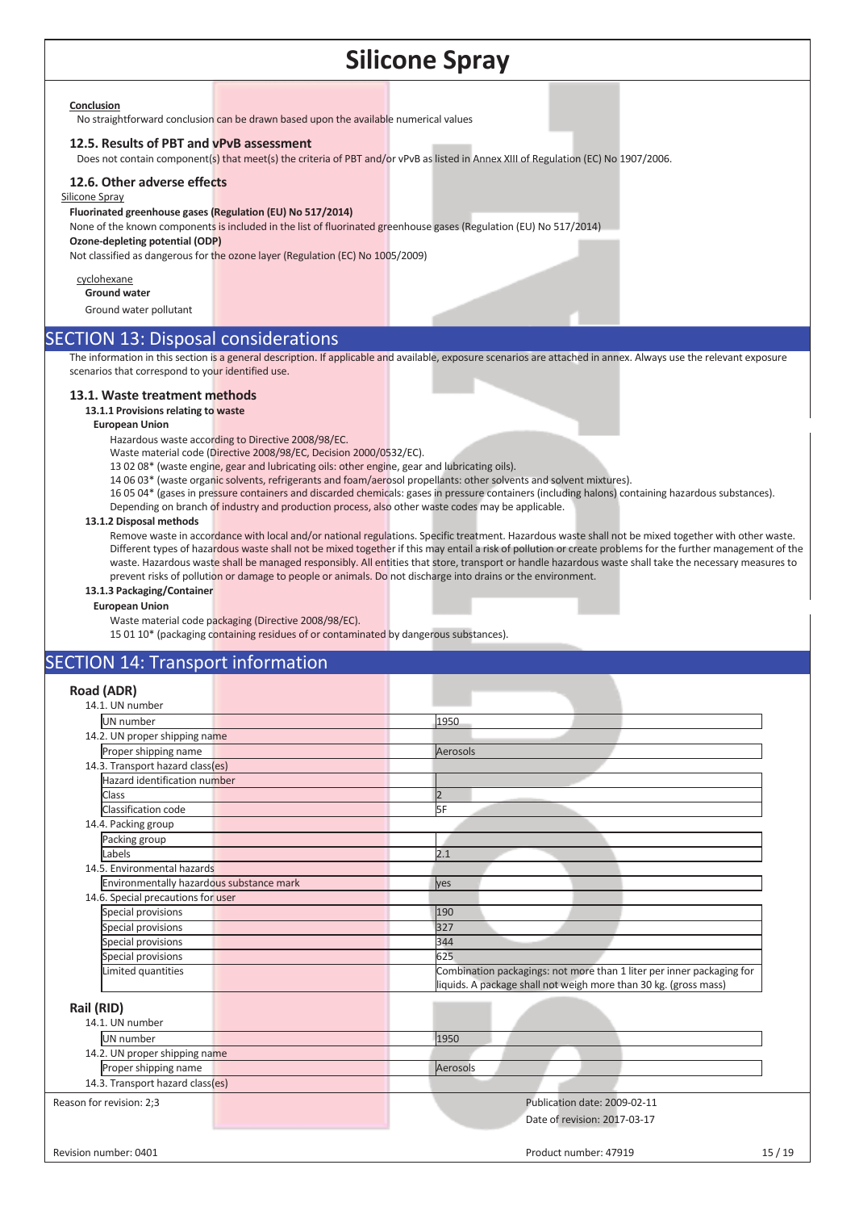**Conclusion**

No straightforward conclusion can be drawn based upon the available numerical values

### 12.5. Results of PBT and vPvB assessment

Does not contain component(s) that meet(s) the criteria of PBT and/or vPvB as listed in Annex XIII of Regulation (EC) No 1907/2006.

### 12.6. Other adverse effects

Silicone Spray

**Fluorinated greenhouse gases (Regulation (EU) No 517/2014)**

None of the known components is included in the list of fluorinated greenhouse gases (Regulation (EU) No 517/2014)

**Ozone-depleting potential (ODP)**

Not classified as dangerous for the ozone layer (Regulation (EC) No 1005/2009)

cyclohexane

**Ground water**

Ground water pollutant

## SECTION 13: Disposal considerations

The information in this section is a general description. If applicable and available, exposure scenarios are attached in annex. Always use the relevant exposure scenarios that correspond to your identified use.

### 13.1. Waste treatment methods

**13.1.1 Provisions relating to waste**

**European Union**

Hazardous waste according to Directive 2008/98/EC.

Waste material code (Directive 2008/98/EC, Decision 2000/0532/EC).

13 02 08* (waste engine, gear and lubricating oils: other engine, gear and lubricating oils).

14 06 03* (waste organic solvents, refrigerants and foam/aerosol propellants: other solvents and solvent mixtures).

16 05 04* (gases in pressure containers and discarded chemicals: gases in pressure containers (including halons) containing hazardous substances).

Depending on branch of industry and production process, also other waste codes may be applicable.

**13.1.2 Disposal methods**

Remove waste in accordance with local and/or national regulations. Specific treatment. Hazardous waste shall not be mixed together with other waste. Different types of hazardous waste shall not be mixed together if this may entail a risk of pollution or create problems for the further management of the waste. Hazardous waste shall be managed responsibly. All entities that store, transport or handle hazardous waste shall take the necessary measures to prevent risks of pollution or damage to people or animals. Do not discharge into drains or the environment.

**13.1.3 Packaging/Container**

**European Union**

Waste material code packaging (Directive 2008/98/EC).

15 01 10* (packaging containing residues of or contaminated by dangerous substances).

## SECTION 14: Transport information

**Road (ADR)**

| | |
|---|---|
| **14.1. UN number** | |
| UN number | 1950 |
| **14.2. UN proper shipping name** | |
| Proper shipping name | Aerosols |
| **14.3. Transport hazard class(es)** | |
| Hazard identification number | |
| Class | 2 |
| Classification code | 5F |
| **14.4. Packing group** | |
| Packing group | |
| Labels | 2.1 |
| **14.5. Environmental hazards** | |
| Environmentally hazardous substance mark | yes |
| **14.6. Special precautions for user** | |
| Special provisions | 190 |
| Special provisions | 327 |
| Special provisions | 344 |
| Special provisions | 625 |
| Limited quantities | Combination packagings: not more than 1 liter per inner packaging for liquids. A package shall not weigh more than 30 kg. (gross mass) |

**Rail (RID)**

| | |
|---|---|
| **14.1. UN number** | |
| UN number | 1950 |
| **14.2. UN proper shipping name** | |
| Proper shipping name | Aerosols |
| **14.3. Transport hazard class(es)** | |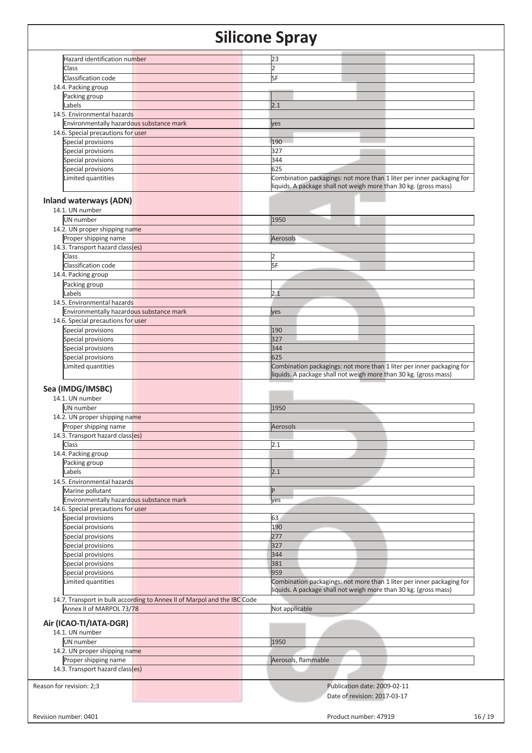| | |
|---|---|
| Hazard identification number | 23 |
| Class | 2 |
| Classification code | 5F |

14.4. Packing group

| | |
|---|---|
| Packing group | |
| Labels | 2.1 |

14.5. Environmental hazards

| | |
|---|---|
| Environmentally hazardous substance mark | yes |

14.6. Special precautions for user

| | |
|---|---|
| Special provisions | 190 |
| Special provisions | 327 |
| Special provisions | 344 |
| Special provisions | 625 |
| Limited quantities | Combination packagings: not more than 1 liter per inner packaging for liquids. A package shall not weigh more than 30 kg. (gross mass) |

### Inland waterways (ADN)

14.1. UN number

| | |
|---|---|
| UN number | 1950 |

14.2. UN proper shipping name

| | |
|---|---|
| Proper shipping name | Aerosols |

14.3. Transport hazard class(es)

| | |
|---|---|
| Class | 2 |
| Classification code | 5F |

14.4. Packing group

| | |
|---|---|
| Packing group | |
| Labels | 2.1 |

14.5. Environmental hazards

| | |
|---|---|
| Environmentally hazardous substance mark | yes |

14.6. Special precautions for user

| | |
|---|---|
| Special provisions | 190 |
| Special provisions | 327 |
| Special provisions | 344 |
| Special provisions | 625 |
| Limited quantities | Combination packagings: not more than 1 liter per inner packaging for liquids. A package shall not weigh more than 30 kg. (gross mass) |

### Sea (IMDG/IMSBC)

14.1. UN number

| | |
|---|---|
| UN number | 1950 |

14.2. UN proper shipping name

| | |
|---|---|
| Proper shipping name | Aerosols |

14.3. Transport hazard class(es)

| | |
|---|---|
| Class | 2.1 |

14.4. Packing group

| | |
|---|---|
| Packing group | |
| Labels | 2.1 |

14.5. Environmental hazards

| | |
|---|---|
| Marine pollutant | P |
| Environmentally hazardous substance mark | yes |

14.6. Special precautions for user

| | |
|---|---|
| Special provisions | 63 |
| Special provisions | 190 |
| Special provisions | 277 |
| Special provisions | 327 |
| Special provisions | 344 |
| Special provisions | 381 |
| Special provisions | 959 |
| Limited quantities | Combination packagings: not more than 1 liter per inner packaging for liquids. A package shall not weigh more than 30 kg. (gross mass) |

14.7. Transport in bulk according to Annex II of Marpol and the IBC Code

| | |
|---|---|
| Annex II of MARPOL 73/78 | Not applicable |

### Air (ICAO-TI/IATA-DGR)

14.1. UN number

| | |
|---|---|
| UN number | 1950 |

14.2. UN proper shipping name

| | |
|---|---|
| Proper shipping name | Aerosols, flammable |

14.3. Transport hazard class(es)

Reason for revision: 2;3

Publication date: 2009-02-11

Date of revision: 2017-03-17

Revision number: 0401

Product number: 47919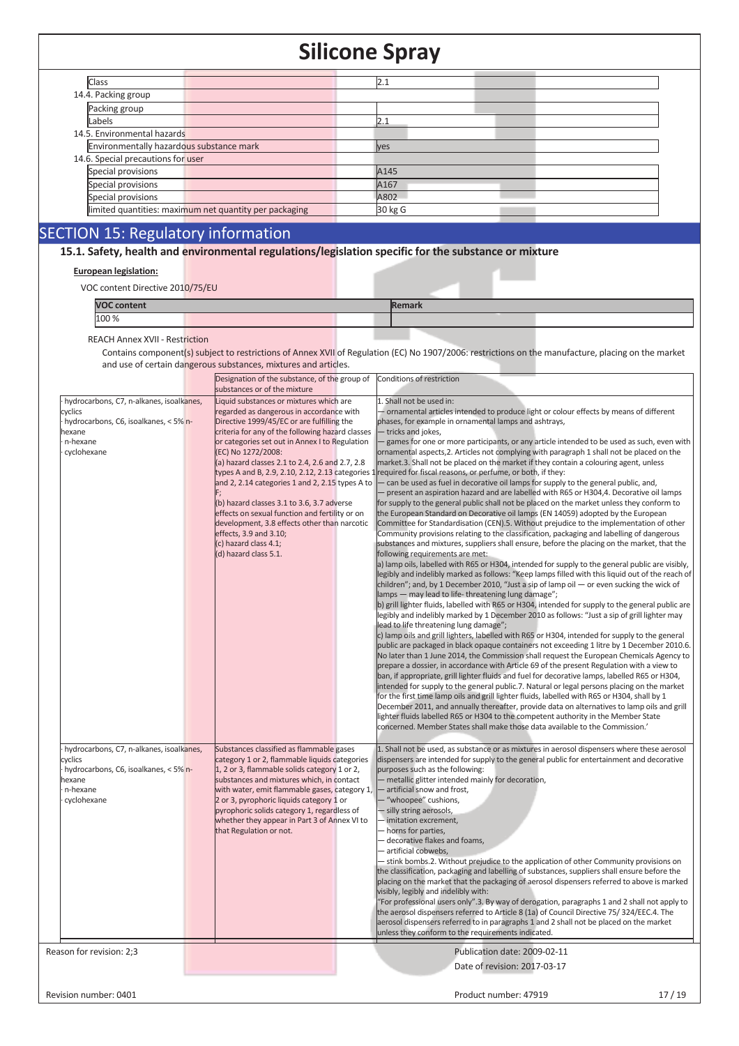| | |
|---|---|
| Class | 2.1 |

14.4. Packing group

| | |
|---|---|
| Packing group | |
| Labels | 2.1 |

14.5. Environmental hazards

| | |
|---|---|
| Environmentally hazardous substance mark | yes |

14.6. Special precautions for user

| | |
|---|---|
| Special provisions | A145 |
| Special provisions | A167 |
| Special provisions | A802 |
| limited quantities: maximum net quantity per packaging | 30 kg G |

# SECTION 15: Regulatory information

## 15.1. Safety, health and environmental regulations/legislation specific for the substance or mixture

**European legislation:**

VOC content Directive 2010/75/EU

| VOC content | Remark |
|---|---|
| 100 % | |

REACH Annex XVII - Restriction

Contains component(s) subject to restrictions of Annex XVII of Regulation (EC) No 1907/2006: restrictions on the manufacture, placing on the market and use of certain dangerous substances, mixtures and articles.

| | Designation of the substance, of the group of substances or of the mixture | Conditions of restriction |
|---|---|---|
| · hydrocarbons, C7, n-alkanes, isoalkanes, cyclics<br>· hydrocarbons, C6, isoalkanes, < 5% n-hexane<br>· n-hexane<br>· cyclohexane | Liquid substances or mixtures which are regarded as dangerous in accordance with Directive 1999/45/EC or are fulfilling the criteria for any of the following hazard classes or categories set out in Annex I to Regulation (EC) No 1272/2008:<br>(a) hazard classes 2.1 to 2.4, 2.6 and 2.7, 2.8 types A and B, 2.9, 2.10, 2.12, 2.13 categories 1 and 2, 2.14 categories 1 and 2, 2.15 types A to F;<br>(b) hazard classes 3.1 to 3.6, 3.7 adverse effects on sexual function and fertility or on development, 3.8 effects other than narcotic effects, 3.9 and 3.10;<br>(c) hazard class 4.1;<br>(d) hazard class 5.1. | 1. Shall not be used in:<br>— ornamental articles intended to produce light or colour effects by means of different phases, for example in ornamental lamps and ashtrays,<br>— tricks and jokes,<br>— games for one or more participants, or any article intended to be used as such, even with ornamental aspects,2. Articles not complying with paragraph 1 shall not be placed on the market.3. Shall not be placed on the market if they contain a colouring agent, unless required for fiscal reasons, or perfume, or both, if they:<br>— can be used as fuel in decorative oil lamps for supply to the general public, and,<br>— present an aspiration hazard and are labelled with R65 or H304,4. Decorative oil lamps for supply to the general public shall not be placed on the market unless they conform to the European Standard on Decorative oil lamps (EN 14059) adopted by the European Committee for Standardisation (CEN).5. Without prejudice to the implementation of other Community provisions relating to the classification, packaging and labelling of dangerous substances and mixtures, suppliers shall ensure, before the placing on the market, that the following requirements are met:<br>a) lamp oils, labelled with R65 or H304, intended for supply to the general public are visibly, legibly and indelibly marked as follows: "Keep lamps filled with this liquid out of the reach of children"; and, by 1 December 2010, "Just a sip of lamp oil — or even sucking the wick of lamps — may lead to life- threatening lung damage";<br>b) grill lighter fluids, labelled with R65 or H304, intended for supply to the general public are legibly and indelibly marked by 1 December 2010 as follows: "Just a sip of grill lighter may lead to life threatening lung damage";<br>c) lamp oils and grill lighters, labelled with R65 or H304, intended for supply to the general public are packaged in black opaque containers not exceeding 1 litre by 1 December 2010.6. No later than 1 June 2014, the Commission shall request the European Chemicals Agency to prepare a dossier, in accordance with Article 69 of the present Regulation with a view to ban, if appropriate, grill lighter fluids and fuel for decorative lamps, labelled R65 or H304, intended for supply to the general public.7. Natural or legal persons placing on the market for the first time lamp oils and grill lighter fluids, labelled with R65 or H304, shall by 1 December 2011, and annually thereafter, provide data on alternatives to lamp oils and grill lighter fluids labelled R65 or H304 to the competent authority in the Member State concerned. Member States shall make those data available to the Commission.' |
| · hydrocarbons, C7, n-alkanes, isoalkanes, cyclics<br>· hydrocarbons, C6, isoalkanes, < 5% n-hexane<br>· n-hexane<br>· cyclohexane | Substances classified as flammable gases category 1 or 2, flammable liquids categories 1, 2 or 3, flammable solids category 1 or 2, substances and mixtures which, in contact with water, emit flammable gases, category 1, 2 or 3, pyrophoric liquids category 1 or pyrophoric solids category 1, regardless of whether they appear in Part 3 of Annex VI to that Regulation or not. | 1. Shall not be used, as substance or as mixtures in aerosol dispensers where these aerosol dispensers are intended for supply to the general public for entertainment and decorative purposes such as the following:<br>— metallic glitter intended mainly for decoration,<br>— artificial snow and frost,<br>— "whoopee" cushions,<br>— silly string aerosols,<br>— imitation excrement,<br>— horns for parties,<br>— decorative flakes and foams,<br>— artificial cobwebs,<br>— stink bombs.2. Without prejudice to the application of other Community provisions on the classification, packaging and labelling of substances, suppliers shall ensure before the placing on the market that the packaging of aerosol dispensers referred to above is marked visibly, legibly and indelibly with:<br>"For professional users only".3. By way of derogation, paragraphs 1 and 2 shall not apply to the aerosol dispensers referred to Article 8 (1a) of Council Directive 75/ 324/EEC.4. The aerosol dispensers referred to in paragraphs 1 and 2 shall not be placed on the market unless they conform to the requirements indicated. |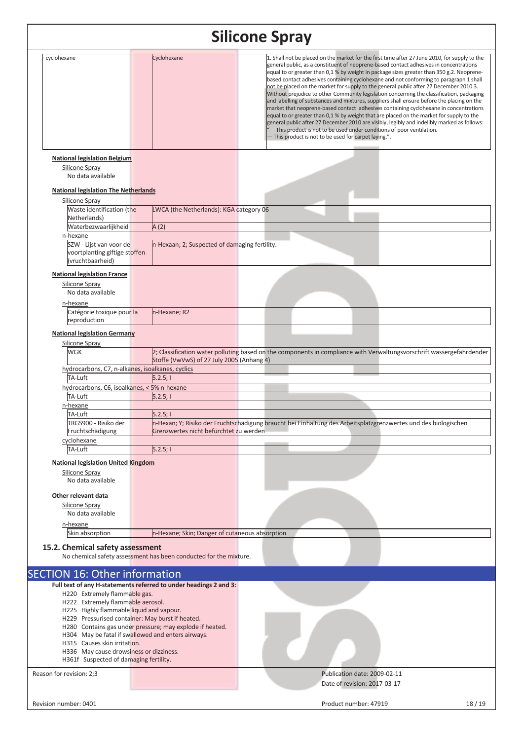| · cyclohexane | Cyclohexane | 1. Shall not be placed on the market for the first time after 27 June 2010, for supply to the general public, as a constituent of neoprene-based contact adhesives in concentrations equal to or greater than 0,1 % by weight in package sizes greater than 350 g.2. Neoprene-based contact adhesives containing cyclohexane and not conforming to paragraph 1 shall not be placed on the market for supply to the general public after 27 December 2010.3. Without prejudice to other Community legislation concerning the classification, packaging and labelling of substances and mixtures, suppliers shall ensure before the placing on the market that neoprene-based contact adhesives containing cyclohexane in concentrations equal to or greater than 0,1 % by weight that are placed on the market for supply to the general public after 27 December 2010 are visibly, legibly and indelibly marked as follows: "— This product is not to be used under conditions of poor ventilation. — This product is not to be used for carpet laying.". |
|---|---|---|

**National legislation Belgium**

Silicone Spray

No data available

**National legislation The Netherlands**

Silicone Spray

| Waste identification (the Netherlands) | LWCA (the Netherlands): KGA category 06 |
|---|---|
| Waterbezwaarlijkheid | A (2) |

n-hexane

| SZW - Lijst van voor de voortplanting giftige stoffen (vruchtbaarheid) | n-Hexaan; 2; Suspected of damaging fertility. |
|---|---|

**National legislation France**

Silicone Spray

No data available

n-hexane

| Catégorie toxique pour la reproduction | n-Hexane; R2 |
|---|---|

**National legislation Germany**

Silicone Spray

| WGK | 2; Classification water polluting based on the components in compliance with Verwaltungsvorschrift wassergefährdender Stoffe (VwVwS) of 27 July 2005 (Anhang 4) |
|---|---|

hydrocarbons, C7, n-alkanes, isoalkanes, cyclics

| TA-Luft | 5.2.5; I |
|---|---|

hydrocarbons, C6, isoalkanes, < 5% n-hexane

| TA-Luft | 5.2.5; I |
|---|---|

n-hexane

| TA-Luft | 5.2.5; I |
|---|---|
| TRGS900 - Risiko der Fruchtschädigung | n-Hexan; Y; Risiko der Fruchtschädigung braucht bei Einhaltung des Arbeitsplatzgrenzwertes und des biologischen Grenzwertes nicht befürchtet zu werden |

cyclohexane

| TA-Luft | 5.2.5; I |
|---|---|

**National legislation United Kingdom**

Silicone Spray

No data available

**Other relevant data**

Silicone Spray

No data available

n-hexane

| Skin absorption | n-Hexane; Skin; Danger of cutaneous absorption |
|---|---|

### 15.2. Chemical safety assessment

No chemical safety assessment has been conducted for the mixture.

## SECTION 16: Other information

**Full text of any H-statements referred to under headings 2 and 3:**

- H220 Extremely flammable gas.
- H222 Extremely flammable aerosol.
- H225 Highly flammable liquid and vapour.
- H229 Pressurised container: May burst if heated.
- H280 Contains gas under pressure; may explode if heated.
- H304 May be fatal if swallowed and enters airways.
- H315 Causes skin irritation.
- H336 May cause drowsiness or dizziness.
- H361f Suspected of damaging fertility.

Reason for revision: 2;3

Publication date: 2009-02-11

Date of revision: 2017-03-17

Revision number: 0401

Product number: 47919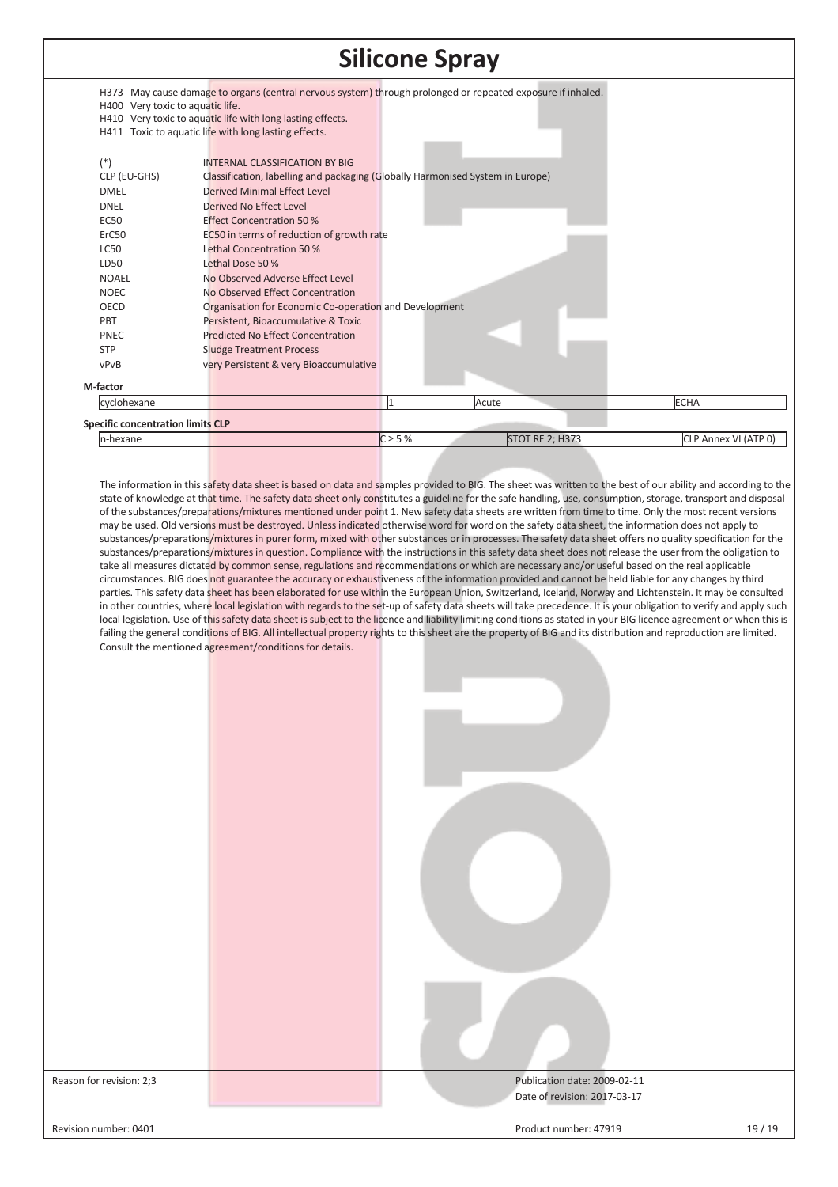H373 May cause damage to organs (central nervous system) through prolonged or repeated exposure if inhaled.
H400 Very toxic to aquatic life.
H410 Very toxic to aquatic life with long lasting effects.
H411 Toxic to aquatic life with long lasting effects.

| | |
|---|---|
| (*) | INTERNAL CLASSIFICATION BY BIG |
| CLP (EU-GHS) | Classification, labelling and packaging (Globally Harmonised System in Europe) |
| DMEL | Derived Minimal Effect Level |
| DNEL | Derived No Effect Level |
| EC50 | Effect Concentration 50 % |
| ErC50 | EC50 in terms of reduction of growth rate |
| LC50 | Lethal Concentration 50 % |
| LD50 | Lethal Dose 50 % |
| NOAEL | No Observed Adverse Effect Level |
| NOEC | No Observed Effect Concentration |
| OECD | Organisation for Economic Co-operation and Development |
| PBT | Persistent, Bioaccumulative & Toxic |
| PNEC | Predicted No Effect Concentration |
| STP | Sludge Treatment Process |
| vPvB | very Persistent & very Bioaccumulative |

**M-factor**

| | | | |
|---|---|---|---|
| cyclohexane | 1 | Acute | ECHA |

**Specific concentration limits CLP**

| | | | |
|---|---|---|---|
| n-hexane | C ≥ 5 % | STOT RE 2; H373 | CLP Annex VI (ATP 0) |

The information in this safety data sheet is based on data and samples provided to BIG. The sheet was written to the best of our ability and according to the state of knowledge at that time. The safety data sheet only constitutes a guideline for the safe handling, use, consumption, storage, transport and disposal of the substances/preparations/mixtures mentioned under point 1. New safety data sheets are written from time to time. Only the most recent versions may be used. Old versions must be destroyed. Unless indicated otherwise word for word on the safety data sheet, the information does not apply to substances/preparations/mixtures in purer form, mixed with other substances or in processes. The safety data sheet offers no quality specification for the substances/preparations/mixtures in question. Compliance with the instructions in this safety data sheet does not release the user from the obligation to take all measures dictated by common sense, regulations and recommendations or which are necessary and/or useful based on the real applicable circumstances. BIG does not guarantee the accuracy or exhaustiveness of the information provided and cannot be held liable for any changes by third parties. This safety data sheet has been elaborated for use within the European Union, Switzerland, Iceland, Norway and Lichtenstein. It may be consulted in other countries, where local legislation with regards to the set-up of safety data sheets will take precedence. It is your obligation to verify and apply such local legislation. Use of this safety data sheet is subject to the licence and liability limiting conditions as stated in your BIG licence agreement or when this is failing the general conditions of BIG. All intellectual property rights to this sheet are the property of BIG and its distribution and reproduction are limited. Consult the mentioned agreement/conditions for details.